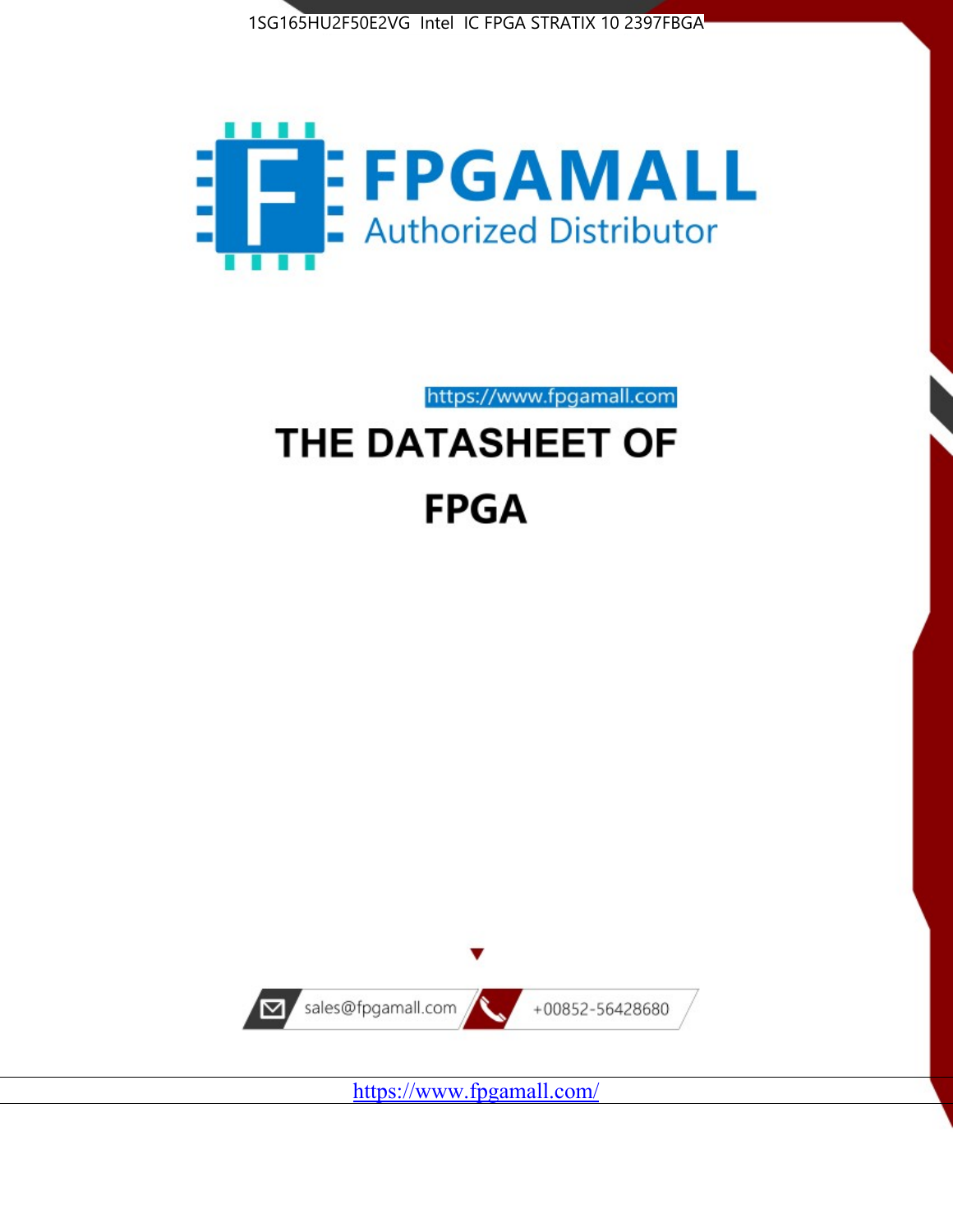1SG165HU2F50E2VG Intel IC FPGA STRATIX 10 2397FBGA

FPGAMALL

Authorized Distributor

https://www.fpgamall.com

# THE DATASHEET OF

# FPGA

sales@fpgamall.com

+00852-56428680

https://www.fpgamall.com/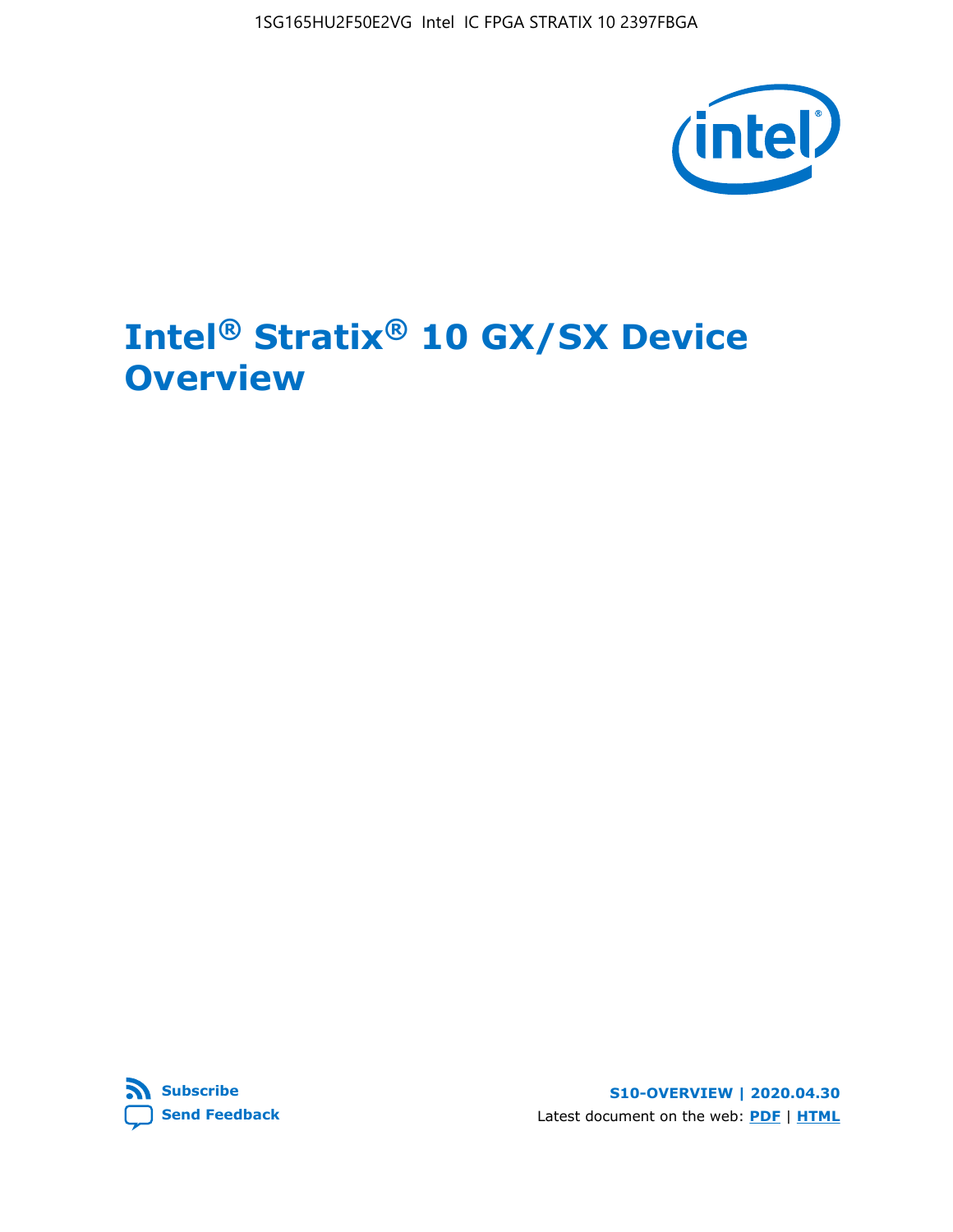# Intel® Stratix® 10 GX/SX Device Overview

**Subscribe**

**Send Feedback**

**S10-OVERVIEW | 2020.04.30**

Latest document on the web: **PDF** | **HTML**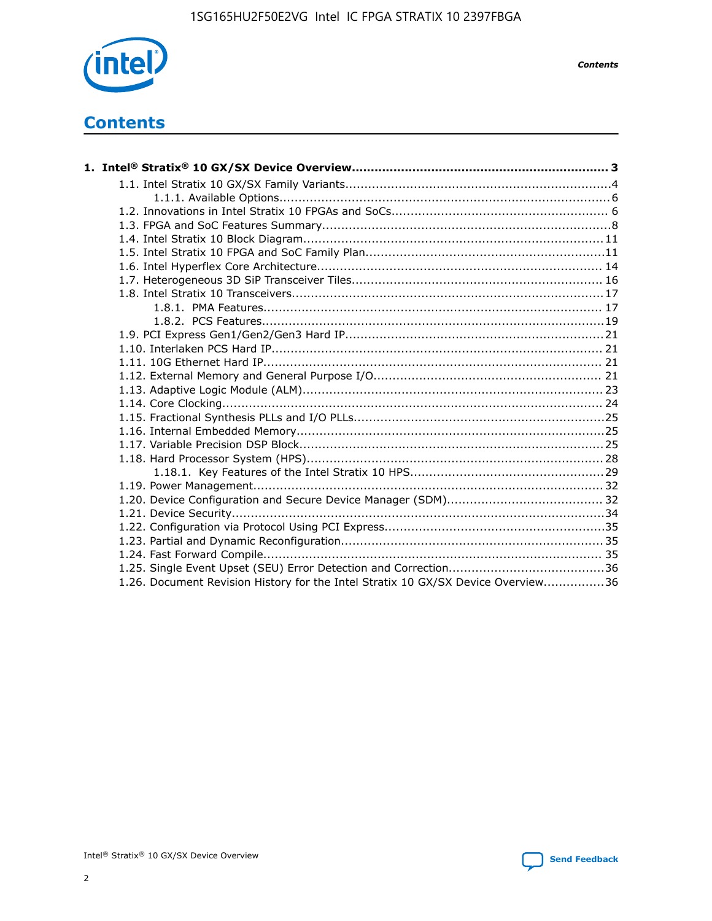# Contents

**1. Intel® Stratix® 10 GX/SX Device Overview....................................................................... 3**

- 1.1. Intel Stratix 10 GX/SX Family Variants.....................................................................4
  - 1.1.1. Available Options.........................................................................................6
- 1.2. Innovations in Intel Stratix 10 FPGAs and SoCs........................................................ 6
- 1.3. FPGA and SoC Features Summary...........................................................................8
- 1.4. Intel Stratix 10 Block Diagram.............................................................................. 11
- 1.5. Intel Stratix 10 FPGA and SoC Family Plan...............................................................11
- 1.6. Intel Hyperflex Core Architecture.......................................................................... 14
- 1.7. Heterogeneous 3D SiP Transceiver Tiles................................................................. 16
- 1.8. Intel Stratix 10 Transceivers................................................................................. 17
  - 1.8.1. PMA Features........................................................................................ 17
  - 1.8.2. PCS Features.........................................................................................19
- 1.9. PCI Express Gen1/Gen2/Gen3 Hard IP................................................................... 21
- 1.10. Interlaken PCS Hard IP...................................................................................... 21
- 1.11. 10G Ethernet Hard IP........................................................................................ 21
- 1.12. External Memory and General Purpose I/O........................................................... 21
- 1.13. Adaptive Logic Module (ALM).............................................................................. 23
- 1.14. Core Clocking................................................................................................... 24
- 1.15. Fractional Synthesis PLLs and I/O PLLs.................................................................25
- 1.16. Internal Embedded Memory................................................................................25
- 1.17. Variable Precision DSP Block...............................................................................25
- 1.18. Hard Processor System (HPS).............................................................................28
  - 1.18.1. Key Features of the Intel Stratix 10 HPS..................................................29
- 1.19. Power Management.......................................................................................... 32
- 1.20. Device Configuration and Secure Device Manager (SDM)........................................ 32
- 1.21. Device Security.................................................................................................34
- 1.22. Configuration via Protocol Using PCI Express.........................................................35
- 1.23. Partial and Dynamic Reconfiguration.................................................................... 35
- 1.24. Fast Forward Compile........................................................................................ 35
- 1.25. Single Event Upset (SEU) Error Detection and Correction........................................36
- 1.26. Document Revision History for the Intel Stratix 10 GX/SX Device Overview................36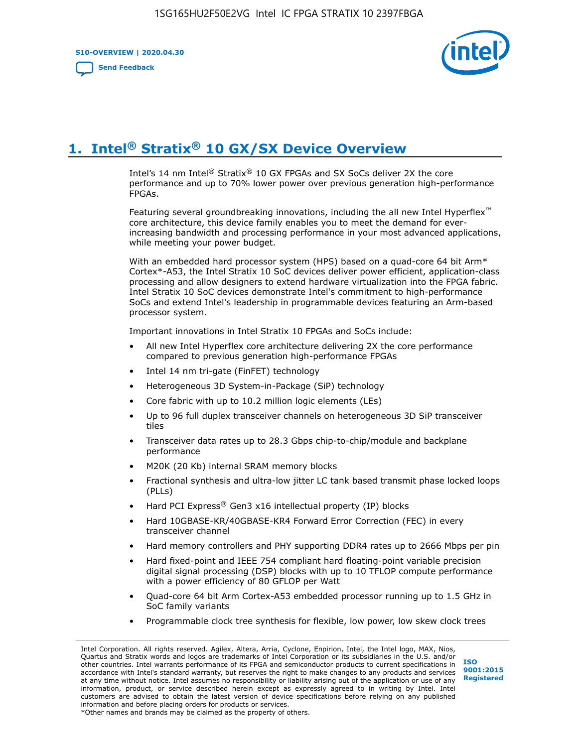# 1. Intel® Stratix® 10 GX/SX Device Overview

Intel's 14 nm Intel® Stratix® 10 GX FPGAs and SX SoCs deliver 2X the core performance and up to 70% lower power over previous generation high-performance FPGAs.

Featuring several groundbreaking innovations, including the all new Intel Hyperflex™ core architecture, this device family enables you to meet the demand for ever-increasing bandwidth and processing performance in your most advanced applications, while meeting your power budget.

With an embedded hard processor system (HPS) based on a quad-core 64 bit Arm* Cortex*-A53, the Intel Stratix 10 SoC devices deliver power efficient, application-class processing and allow designers to extend hardware virtualization into the FPGA fabric. Intel Stratix 10 SoC devices demonstrate Intel's commitment to high-performance SoCs and extend Intel's leadership in programmable devices featuring an Arm-based processor system.

Important innovations in Intel Stratix 10 FPGAs and SoCs include:

- All new Intel Hyperflex core architecture delivering 2X the core performance compared to previous generation high-performance FPGAs
- Intel 14 nm tri-gate (FinFET) technology
- Heterogeneous 3D System-in-Package (SiP) technology
- Core fabric with up to 10.2 million logic elements (LEs)
- Up to 96 full duplex transceiver channels on heterogeneous 3D SiP transceiver tiles
- Transceiver data rates up to 28.3 Gbps chip-to-chip/module and backplane performance
- M20K (20 Kb) internal SRAM memory blocks
- Fractional synthesis and ultra-low jitter LC tank based transmit phase locked loops (PLLs)
- Hard PCI Express® Gen3 x16 intellectual property (IP) blocks
- Hard 10GBASE-KR/40GBASE-KR4 Forward Error Correction (FEC) in every transceiver channel
- Hard memory controllers and PHY supporting DDR4 rates up to 2666 Mbps per pin
- Hard fixed-point and IEEE 754 compliant hard floating-point variable precision digital signal processing (DSP) blocks with up to 10 TFLOP compute performance with a power efficiency of 80 GFLOP per Watt
- Quad-core 64 bit Arm Cortex-A53 embedded processor running up to 1.5 GHz in SoC family variants
- Programmable clock tree synthesis for flexible, low power, low skew clock trees

Intel Corporation. All rights reserved. Agilex, Altera, Arria, Cyclone, Enpirion, Intel, the Intel logo, MAX, Nios, Quartus and Stratix words and logos are trademarks of Intel Corporation or its subsidiaries in the U.S. and/or other countries. Intel warrants performance of its FPGA and semiconductor products to current specifications in accordance with Intel's standard warranty, but reserves the right to make changes to any products and services at any time without notice. Intel assumes no responsibility or liability arising out of the application or use of any information, product, or service described herein except as expressly agreed to in writing by Intel. Intel customers are advised to obtain the latest version of device specifications before relying on any published information and before placing orders for products or services.
*Other names and brands may be claimed as the property of others.

ISO 9001:2015 Registered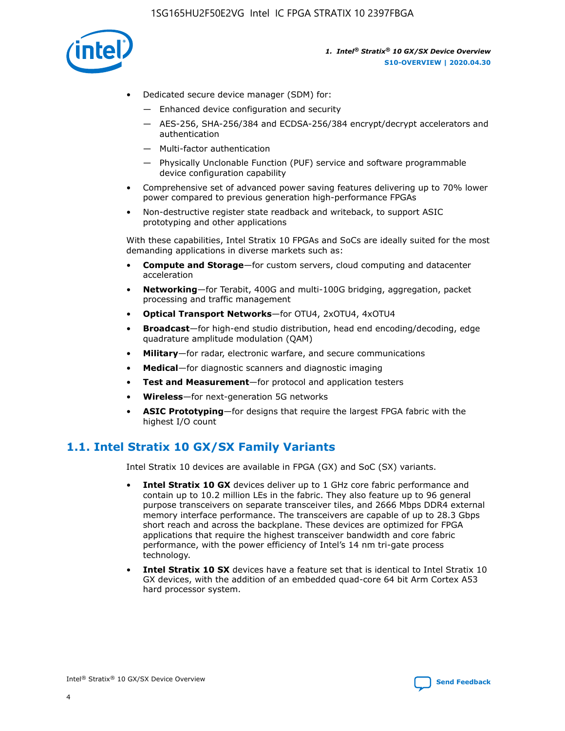- Dedicated secure device manager (SDM) for:
  - — Enhanced device configuration and security
  - — AES-256, SHA-256/384 and ECDSA-256/384 encrypt/decrypt accelerators and authentication
  - — Multi-factor authentication
  - — Physically Unclonable Function (PUF) service and software programmable device configuration capability
- Comprehensive set of advanced power saving features delivering up to 70% lower power compared to previous generation high-performance FPGAs
- Non-destructive register state readback and writeback, to support ASIC prototyping and other applications

With these capabilities, Intel Stratix 10 FPGAs and SoCs are ideally suited for the most demanding applications in diverse markets such as:

- **Compute and Storage**—for custom servers, cloud computing and datacenter acceleration
- **Networking**—for Terabit, 400G and multi-100G bridging, aggregation, packet processing and traffic management
- **Optical Transport Networks**—for OTU4, 2xOTU4, 4xOTU4
- **Broadcast**—for high-end studio distribution, head end encoding/decoding, edge quadrature amplitude modulation (QAM)
- **Military**—for radar, electronic warfare, and secure communications
- **Medical**—for diagnostic scanners and diagnostic imaging
- **Test and Measurement**—for protocol and application testers
- **Wireless**—for next-generation 5G networks
- **ASIC Prototyping**—for designs that require the largest FPGA fabric with the highest I/O count

## 1.1. Intel Stratix 10 GX/SX Family Variants

Intel Stratix 10 devices are available in FPGA (GX) and SoC (SX) variants.

- **Intel Stratix 10 GX** devices deliver up to 1 GHz core fabric performance and contain up to 10.2 million LEs in the fabric. They also feature up to 96 general purpose transceivers on separate transceiver tiles, and 2666 Mbps DDR4 external memory interface performance. The transceivers are capable of up to 28.3 Gbps short reach and across the backplane. These devices are optimized for FPGA applications that require the highest transceiver bandwidth and core fabric performance, with the power efficiency of Intel's 14 nm tri-gate process technology.
- **Intel Stratix 10 SX** devices have a feature set that is identical to Intel Stratix 10 GX devices, with the addition of an embedded quad-core 64 bit Arm Cortex A53 hard processor system.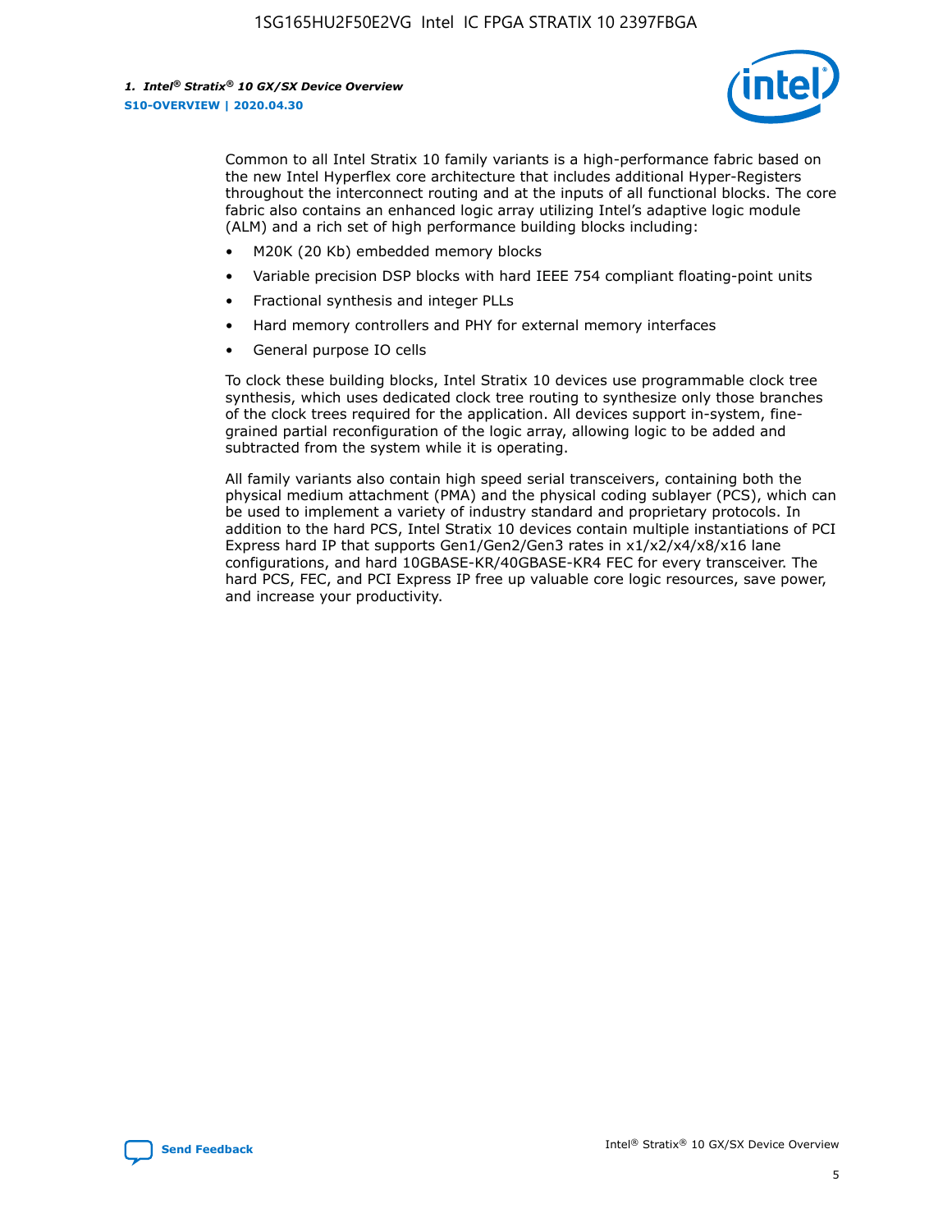Common to all Intel Stratix 10 family variants is a high-performance fabric based on the new Intel Hyperflex core architecture that includes additional Hyper-Registers throughout the interconnect routing and at the inputs of all functional blocks. The core fabric also contains an enhanced logic array utilizing Intel's adaptive logic module (ALM) and a rich set of high performance building blocks including:

- M20K (20 Kb) embedded memory blocks
- Variable precision DSP blocks with hard IEEE 754 compliant floating-point units
- Fractional synthesis and integer PLLs
- Hard memory controllers and PHY for external memory interfaces
- General purpose IO cells

To clock these building blocks, Intel Stratix 10 devices use programmable clock tree synthesis, which uses dedicated clock tree routing to synthesize only those branches of the clock trees required for the application. All devices support in-system, fine-grained partial reconfiguration of the logic array, allowing logic to be added and subtracted from the system while it is operating.

All family variants also contain high speed serial transceivers, containing both the physical medium attachment (PMA) and the physical coding sublayer (PCS), which can be used to implement a variety of industry standard and proprietary protocols. In addition to the hard PCS, Intel Stratix 10 devices contain multiple instantiations of PCI Express hard IP that supports Gen1/Gen2/Gen3 rates in x1/x2/x4/x8/x16 lane configurations, and hard 10GBASE-KR/40GBASE-KR4 FEC for every transceiver. The hard PCS, FEC, and PCI Express IP free up valuable core logic resources, save power, and increase your productivity.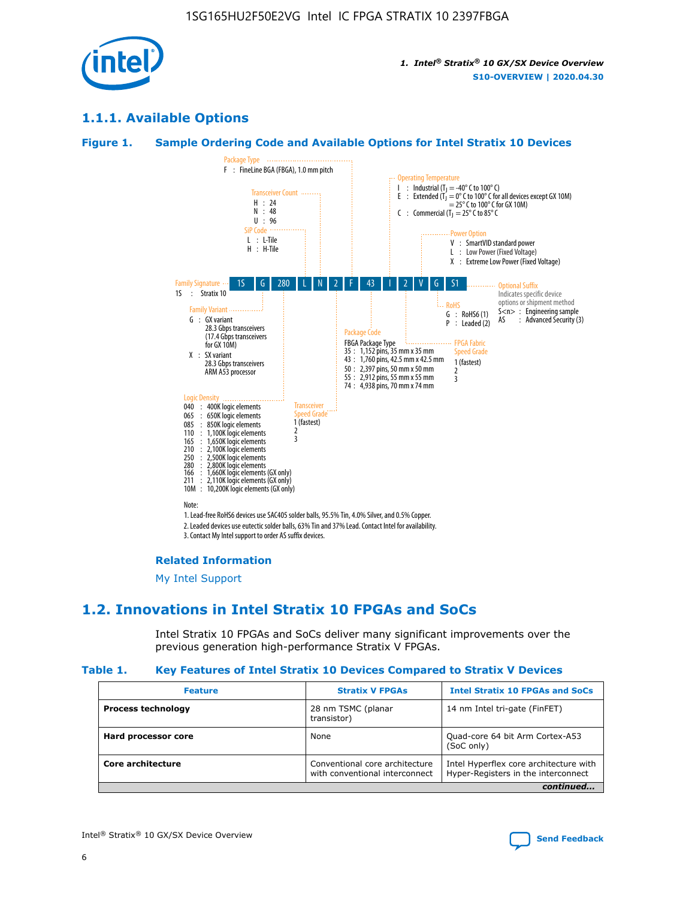## 1.1.1. Available Options

### Figure 1. Sample Ordering Code and Available Options for Intel Stratix 10 Devices

| 1S | G | 280 | L | N | 2 | F | 43 | I | 2 | V | G | S1 |
|---|---|---|---|---|---|---|---|---|---|---|---|---|

**Family Signature**
1S : Stratix 10

**Family Variant**
G : GX variant
28.3 Gbps transceivers
(17.4 Gbps transceivers for GX 10M)
X : SX variant
28.3 Gbps transceivers
ARM A53 processor

**Logic Density**
040 : 400K logic elements
065 : 650K logic elements
085 : 850K logic elements
110 : 1,100K logic elements
165 : 1,650K logic elements
210 : 2,100K logic elements
250 : 2,500K logic elements
280 : 2,800K logic elements
166 : 1,660K logic elements (GX only)
211 : 2,110K logic elements (GX only)
10M : 10,200K logic elements (GX only)

**SiP Code**
L : L-Tile
H : H-Tile

**Transceiver Count**
H : 24
N : 48
U : 96

**Transceiver Speed Grade**
1 (fastest)
2
3

**Package Type**
F : FineLine BGA (FBGA), 1.0 mm pitch

**Package Code**
FBGA Package Type
35 : 1,152 pins, 35 mm x 35 mm
43 : 1,760 pins, 42.5 mm x 42.5 mm
50 : 2,397 pins, 50 mm x 50 mm
55 : 2,912 pins, 55 mm x 55 mm
74 : 4,938 pins, 70 mm x 74 mm

**Operating Temperature**
I : Industrial ($T_J$ = -40° C to 100° C)
E : Extended ($T_J$ = 0° C to 100° C for all devices except GX 10M) = 25° C to 100° C for GX 10M)
C : Commercial ($T_J$ = 25° C to 85° C

**FPGA Fabric Speed Grade**
1 (fastest)
2
3

**Power Option**
V : SmartVID standard power
L : Low Power (Fixed Voltage)
X : Extreme Low Power (Fixed Voltage)

**RoHS**
G : RoHS6 (1)
P : Leaded (2)

**Optional Suffix**
Indicates specific device options or shipment method
S<n> : Engineering sample
AS : Advanced Security (3)

Note:
1. Lead-free RoHS6 devices use SAC405 solder balls, 95.5% Tin, 4.0% Silver, and 0.5% Copper.
2. Leaded devices use eutectic solder balls, 63% Tin and 37% Lead. Contact Intel for availability.
3. Contact My Intel support to order AS suffix devices.

#### Related Information

My Intel Support

## 1.2. Innovations in Intel Stratix 10 FPGAs and SoCs

Intel Stratix 10 FPGAs and SoCs deliver many significant improvements over the previous generation high-performance Stratix V FPGAs.

### Table 1. Key Features of Intel Stratix 10 Devices Compared to Stratix V Devices

| Feature | Stratix V FPGAs | Intel Stratix 10 FPGAs and SoCs |
|---|---|---|
| **Process technology** | 28 nm TSMC (planar transistor) | 14 nm Intel tri-gate (FinFET) |
| **Hard processor core** | None | Quad-core 64 bit Arm Cortex-A53 (SoC only) |
| **Core architecture** | Conventional core architecture with conventional interconnect | Intel Hyperflex core architecture with Hyper-Registers in the interconnect |

*continued...*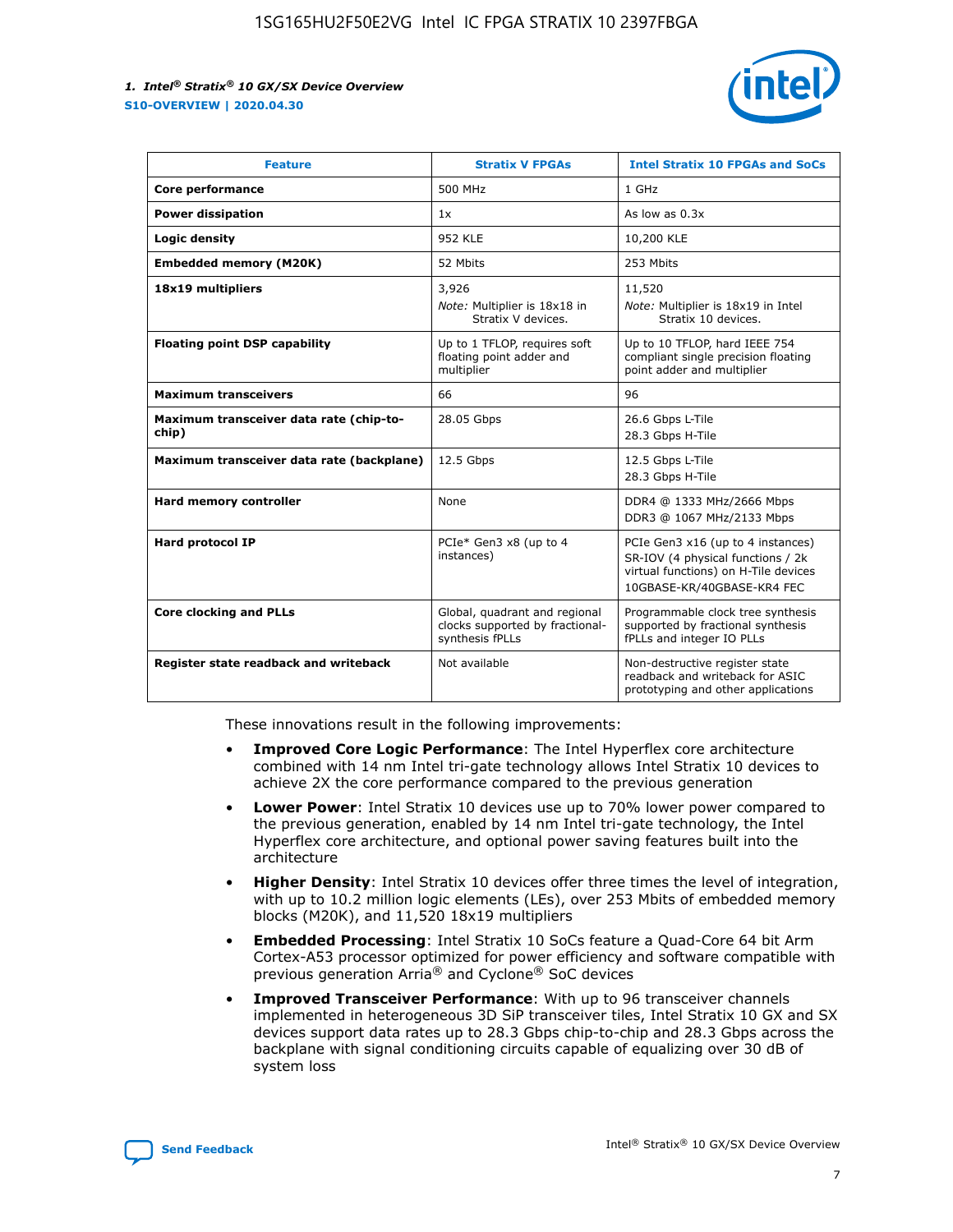| Feature | Stratix V FPGAs | Intel Stratix 10 FPGAs and SoCs |
| --- | --- | --- |
| **Core performance** | 500 MHz | 1 GHz |
| **Power dissipation** | 1x | As low as 0.3x |
| **Logic density** | 952 KLE | 10,200 KLE |
| **Embedded memory (M20K)** | 52 Mbits | 253 Mbits |
| **18x19 multipliers** | 3,926<br>*Note:* Multiplier is 18x18 in Stratix V devices. | 11,520<br>*Note:* Multiplier is 18x19 in Intel Stratix 10 devices. |
| **Floating point DSP capability** | Up to 1 TFLOP, requires soft floating point adder and multiplier | Up to 10 TFLOP, hard IEEE 754 compliant single precision floating point adder and multiplier |
| **Maximum transceivers** | 66 | 96 |
| **Maximum transceiver data rate (chip-to-chip)** | 28.05 Gbps | 26.6 Gbps L-Tile<br>28.3 Gbps H-Tile |
| **Maximum transceiver data rate (backplane)** | 12.5 Gbps | 12.5 Gbps L-Tile<br>28.3 Gbps H-Tile |
| **Hard memory controller** | None | DDR4 @ 1333 MHz/2666 Mbps<br>DDR3 @ 1067 MHz/2133 Mbps |
| **Hard protocol IP** | PCIe* Gen3 x8 (up to 4 instances) | PCIe Gen3 x16 (up to 4 instances)<br>SR-IOV (4 physical functions / 2k virtual functions) on H-Tile devices<br>10GBASE-KR/40GBASE-KR4 FEC |
| **Core clocking and PLLs** | Global, quadrant and regional clocks supported by fractional-synthesis fPLLs | Programmable clock tree synthesis supported by fractional synthesis fPLLs and integer IO PLLs |
| **Register state readback and writeback** | Not available | Non-destructive register state readback and writeback for ASIC prototyping and other applications |

These innovations result in the following improvements:

- **Improved Core Logic Performance**: The Intel Hyperflex core architecture combined with 14 nm Intel tri-gate technology allows Intel Stratix 10 devices to achieve 2X the core performance compared to the previous generation
- **Lower Power**: Intel Stratix 10 devices use up to 70% lower power compared to the previous generation, enabled by 14 nm Intel tri-gate technology, the Intel Hyperflex core architecture, and optional power saving features built into the architecture
- **Higher Density**: Intel Stratix 10 devices offer three times the level of integration, with up to 10.2 million logic elements (LEs), over 253 Mbits of embedded memory blocks (M20K), and 11,520 18x19 multipliers
- **Embedded Processing**: Intel Stratix 10 SoCs feature a Quad-Core 64 bit Arm Cortex-A53 processor optimized for power efficiency and software compatible with previous generation Arria® and Cyclone® SoC devices
- **Improved Transceiver Performance**: With up to 96 transceiver channels implemented in heterogeneous 3D SiP transceiver tiles, Intel Stratix 10 GX and SX devices support data rates up to 28.3 Gbps chip-to-chip and 28.3 Gbps across the backplane with signal conditioning circuits capable of equalizing over 30 dB of system loss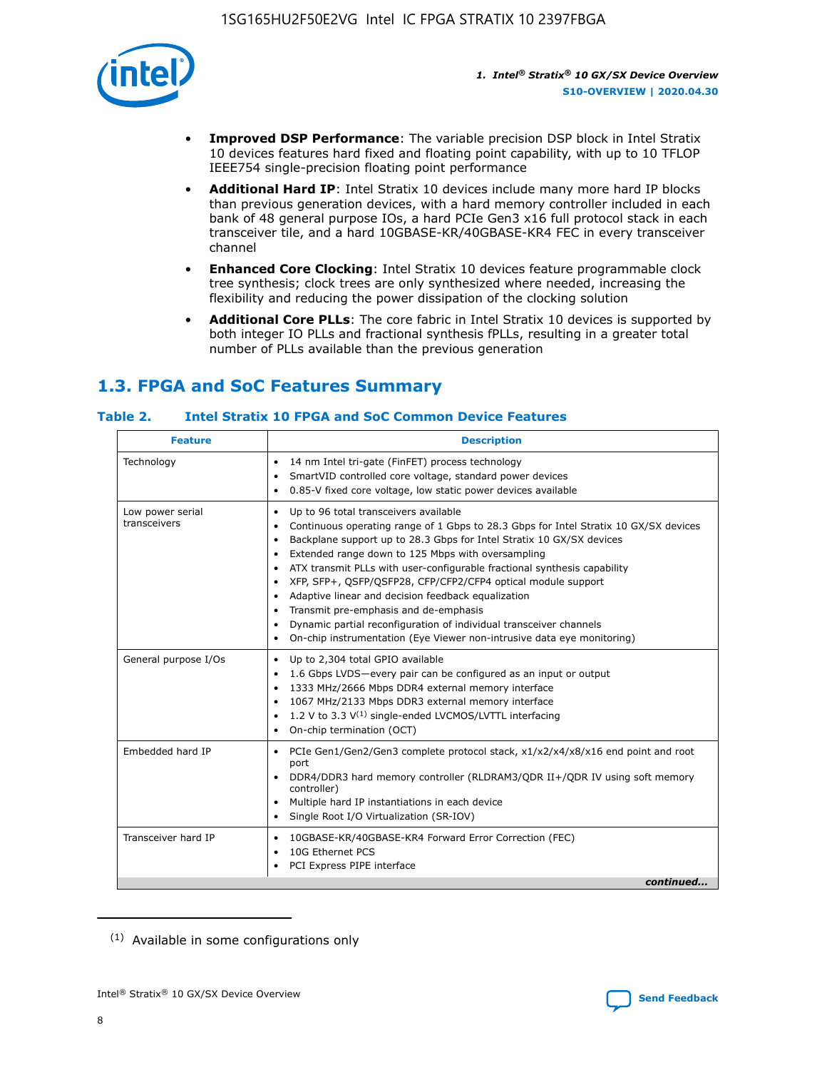- **Improved DSP Performance**: The variable precision DSP block in Intel Stratix 10 devices features hard fixed and floating point capability, with up to 10 TFLOP IEEE754 single-precision floating point performance
- **Additional Hard IP**: Intel Stratix 10 devices include many more hard IP blocks than previous generation devices, with a hard memory controller included in each bank of 48 general purpose IOs, a hard PCIe Gen3 x16 full protocol stack in each transceiver tile, and a hard 10GBASE-KR/40GBASE-KR4 FEC in every transceiver channel
- **Enhanced Core Clocking**: Intel Stratix 10 devices feature programmable clock tree synthesis; clock trees are only synthesized where needed, increasing the flexibility and reducing the power dissipation of the clocking solution
- **Additional Core PLLs**: The core fabric in Intel Stratix 10 devices is supported by both integer IO PLLs and fractional synthesis fPLLs, resulting in a greater total number of PLLs available than the previous generation

## 1.3. FPGA and SoC Features Summary

### Table 2. Intel Stratix 10 FPGA and SoC Common Device Features

| Feature | Description |
| --- | --- |
| Technology | • 14 nm Intel tri-gate (FinFET) process technology<br>• SmartVID controlled core voltage, standard power devices<br>• 0.85-V fixed core voltage, low static power devices available |
| Low power serial transceivers | • Up to 96 total transceivers available<br>• Continuous operating range of 1 Gbps to 28.3 Gbps for Intel Stratix 10 GX/SX devices<br>• Backplane support up to 28.3 Gbps for Intel Stratix 10 GX/SX devices<br>• Extended range down to 125 Mbps with oversampling<br>• ATX transmit PLLs with user-configurable fractional synthesis capability<br>• XFP, SFP+, QSFP/QSFP28, CFP/CFP2/CFP4 optical module support<br>• Adaptive linear and decision feedback equalization<br>• Transmit pre-emphasis and de-emphasis<br>• Dynamic partial reconfiguration of individual transceiver channels<br>• On-chip instrumentation (Eye Viewer non-intrusive data eye monitoring) |
| General purpose I/Os | • Up to 2,304 total GPIO available<br>• 1.6 Gbps LVDS—every pair can be configured as an input or output<br>• 1333 MHz/2666 Mbps DDR4 external memory interface<br>• 1067 MHz/2133 Mbps DDR3 external memory interface<br>• 1.2 V to 3.3 V[(1)] single-ended LVCMOS/LVTTL interfacing<br>• On-chip termination (OCT) |
| Embedded hard IP | • PCIe Gen1/Gen2/Gen3 complete protocol stack, x1/x2/x4/x8/x16 end point and root port<br>• DDR4/DDR3 hard memory controller (RLDRAM3/QDR II+/QDR IV using soft memory controller)<br>• Multiple hard IP instantiations in each device<br>• Single Root I/O Virtualization (SR-IOV) |
| Transceiver hard IP | • 10GBASE-KR/40GBASE-KR4 Forward Error Correction (FEC)<br>• 10G Ethernet PCS<br>• PCI Express PIPE interface |

*continued...*

(1) Available in some configurations only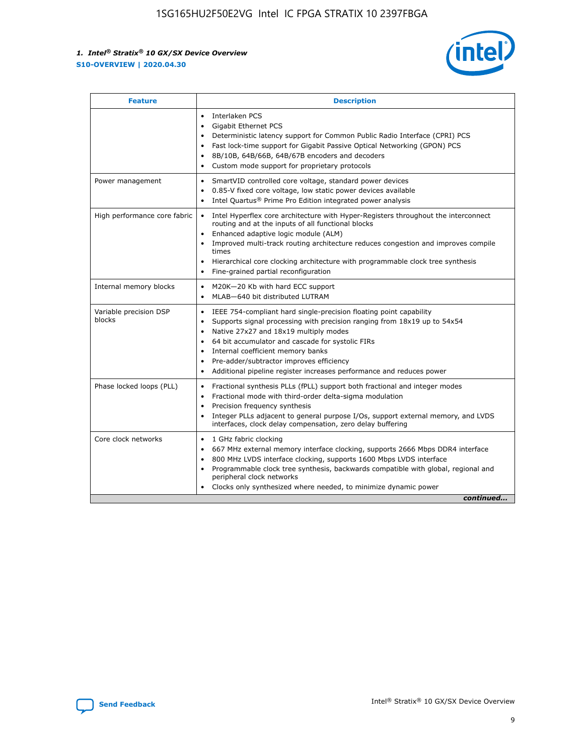| Feature | Description |
| --- | --- |
| | • Interlaken PCS<br>• Gigabit Ethernet PCS<br>• Deterministic latency support for Common Public Radio Interface (CPRI) PCS<br>• Fast lock-time support for Gigabit Passive Optical Networking (GPON) PCS<br>• 8B/10B, 64B/66B, 64B/67B encoders and decoders<br>• Custom mode support for proprietary protocols |
| Power management | • SmartVID controlled core voltage, standard power devices<br>• 0.85-V fixed core voltage, low static power devices available<br>• Intel Quartus® Prime Pro Edition integrated power analysis |
| High performance core fabric | • Intel Hyperflex core architecture with Hyper-Registers throughout the interconnect routing and at the inputs of all functional blocks<br>• Enhanced adaptive logic module (ALM)<br>• Improved multi-track routing architecture reduces congestion and improves compile times<br>• Hierarchical core clocking architecture with programmable clock tree synthesis<br>• Fine-grained partial reconfiguration |
| Internal memory blocks | • M20K—20 Kb with hard ECC support<br>• MLAB—640 bit distributed LUTRAM |
| Variable precision DSP blocks | • IEEE 754-compliant hard single-precision floating point capability<br>• Supports signal processing with precision ranging from 18x19 up to 54x54<br>• Native 27x27 and 18x19 multiply modes<br>• 64 bit accumulator and cascade for systolic FIRs<br>• Internal coefficient memory banks<br>• Pre-adder/subtractor improves efficiency<br>• Additional pipeline register increases performance and reduces power |
| Phase locked loops (PLL) | • Fractional synthesis PLLs (fPLL) support both fractional and integer modes<br>• Fractional mode with third-order delta-sigma modulation<br>• Precision frequency synthesis<br>• Integer PLLs adjacent to general purpose I/Os, support external memory, and LVDS interfaces, clock delay compensation, zero delay buffering |
| Core clock networks | • 1 GHz fabric clocking<br>• 667 MHz external memory interface clocking, supports 2666 Mbps DDR4 interface<br>• 800 MHz LVDS interface clocking, supports 1600 Mbps LVDS interface<br>• Programmable clock tree synthesis, backwards compatible with global, regional and peripheral clock networks<br>• Clocks only synthesized where needed, to minimize dynamic power |

*continued...*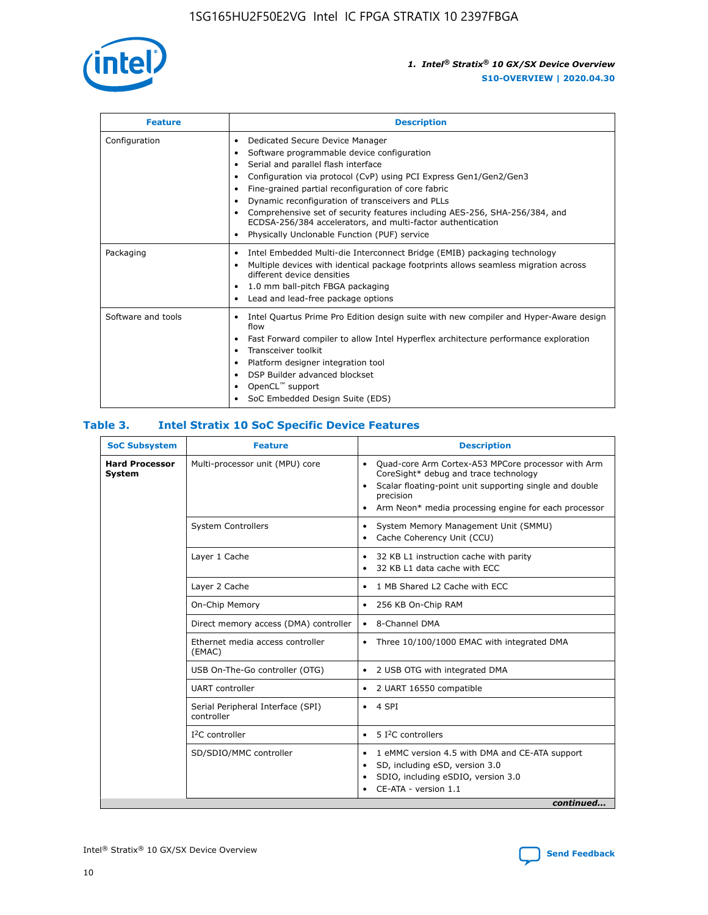| Feature | Description |
| --- | --- |
| Configuration | • Dedicated Secure Device Manager<br>• Software programmable device configuration<br>• Serial and parallel flash interface<br>• Configuration via protocol (CvP) using PCI Express Gen1/Gen2/Gen3<br>• Fine-grained partial reconfiguration of core fabric<br>• Dynamic reconfiguration of transceivers and PLLs<br>• Comprehensive set of security features including AES-256, SHA-256/384, and ECDSA-256/384 accelerators, and multi-factor authentication<br>• Physically Unclonable Function (PUF) service |
| Packaging | • Intel Embedded Multi-die Interconnect Bridge (EMIB) packaging technology<br>• Multiple devices with identical package footprints allows seamless migration across different device densities<br>• 1.0 mm ball-pitch FBGA packaging<br>• Lead and lead-free package options |
| Software and tools | • Intel Quartus Prime Pro Edition design suite with new compiler and Hyper-Aware design flow<br>• Fast Forward compiler to allow Intel Hyperflex architecture performance exploration<br>• Transceiver toolkit<br>• Platform designer integration tool<br>• DSP Builder advanced blockset<br>• OpenCL™ support<br>• SoC Embedded Design Suite (EDS) |

## Table 3. Intel Stratix 10 SoC Specific Device Features

| SoC Subsystem | Feature | Description |
| --- | --- | --- |
| **Hard Processor System** | Multi-processor unit (MPU) core | • Quad-core Arm Cortex-A53 MPCore processor with Arm CoreSight* debug and trace technology<br>• Scalar floating-point unit supporting single and double precision<br>• Arm Neon* media processing engine for each processor |
| | System Controllers | • System Memory Management Unit (SMMU)<br>• Cache Coherency Unit (CCU) |
| | Layer 1 Cache | • 32 KB L1 instruction cache with parity<br>• 32 KB L1 data cache with ECC |
| | Layer 2 Cache | • 1 MB Shared L2 Cache with ECC |
| | On-Chip Memory | • 256 KB On-Chip RAM |
| | Direct memory access (DMA) controller | • 8-Channel DMA |
| | Ethernet media access controller (EMAC) | • Three 10/100/1000 EMAC with integrated DMA |
| | USB On-The-Go controller (OTG) | • 2 USB OTG with integrated DMA |
| | UART controller | • 2 UART 16550 compatible |
| | Serial Peripheral Interface (SPI) controller | • 4 SPI |
| | I²C controller | • 5 I²C controllers |
| | SD/SDIO/MMC controller | • 1 eMMC version 4.5 with DMA and CE-ATA support<br>• SD, including eSD, version 3.0<br>• SDIO, including eSDIO, version 3.0<br>• CE-ATA - version 1.1 |

*continued...*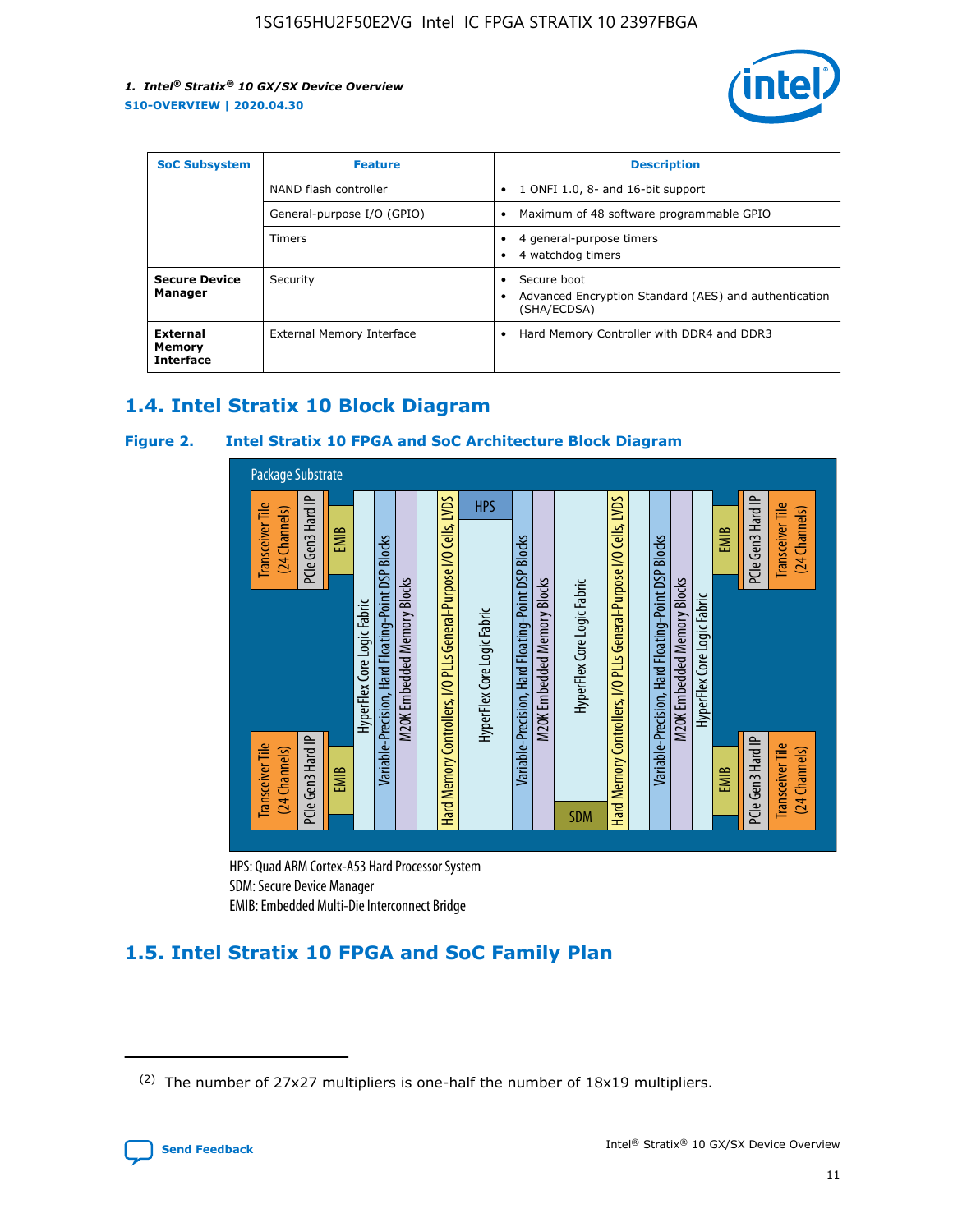| SoC Subsystem | Feature | Description |
| --- | --- | --- |
| | NAND flash controller | • 1 ONFI 1.0, 8- and 16-bit support |
| | General-purpose I/O (GPIO) | • Maximum of 48 software programmable GPIO |
| | Timers | • 4 general-purpose timers<br>• 4 watchdog timers |
| **Secure Device Manager** | Security | • Secure boot<br>• Advanced Encryption Standard (AES) and authentication (SHA/ECDSA) |
| **External Memory Interface** | External Memory Interface | • Hard Memory Controller with DDR4 and DDR3 |

## 1.4. Intel Stratix 10 Block Diagram

**Figure 2. Intel Stratix 10 FPGA and SoC Architecture Block Diagram**

Package Substrate

Transceiver Tile (24 Channels) | PCIe Gen3 Hard IP | EMIB | HyperFlex Core Logic Fabric | Variable-Precision, Hard Floating-Point DSP Blocks | M20K Embedded Memory Blocks | Hard Memory Controllers, I/O PLLs General-Purpose I/O Cells, LVDS | HPS | HyperFlex Core Logic Fabric | Variable-Precision, Hard Floating-Point DSP Blocks | M20K Embedded Memory Blocks | HyperFlex Core Logic Fabric | SDM | Hard Memory Controllers, I/O PLLs General-Purpose I/O Cells, LVDS | Variable-Precision, Hard Floating-Point DSP Blocks | M20K Embedded Memory Blocks | HyperFlex Core Logic Fabric | EMIB | PCIe Gen3 Hard IP | Transceiver Tile (24 Channels)

HPS: Quad ARM Cortex-A53 Hard Processor System
SDM: Secure Device Manager
EMIB: Embedded Multi-Die Interconnect Bridge

## 1.5. Intel Stratix 10 FPGA and SoC Family Plan

(2) The number of 27x27 multipliers is one-half the number of 18x19 multipliers.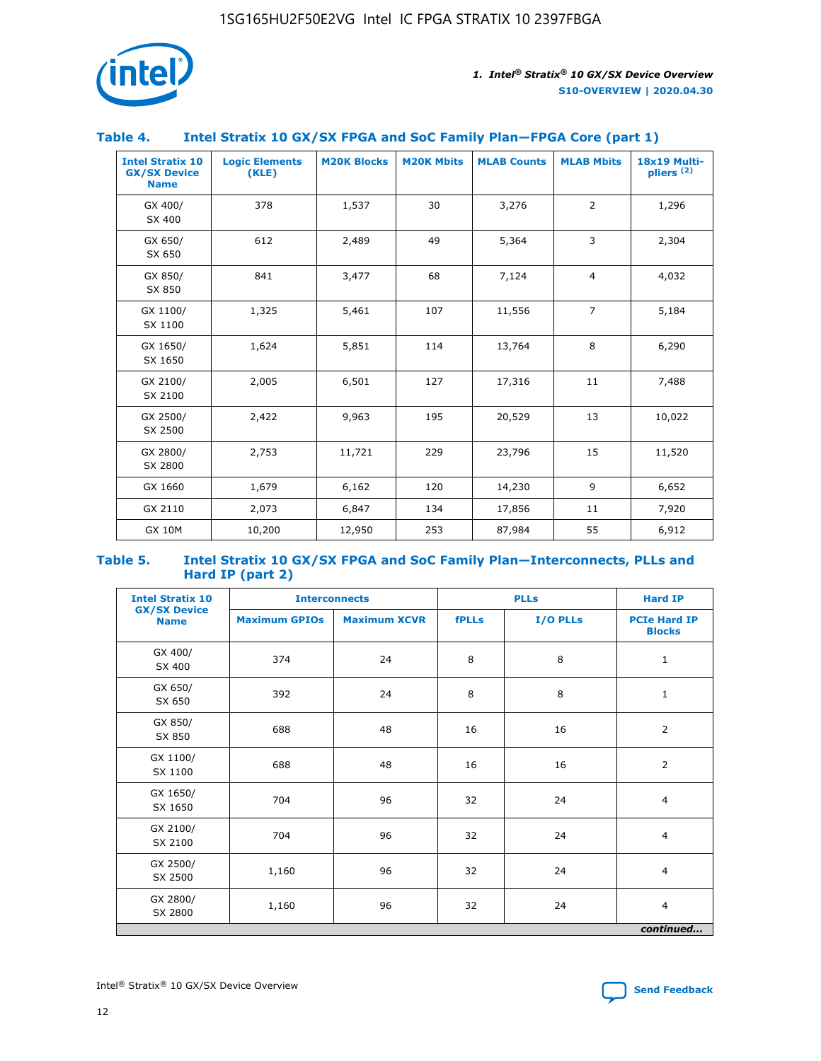## Table 4. Intel Stratix 10 GX/SX FPGA and SoC Family Plan—FPGA Core (part 1)

| Intel Stratix 10 GX/SX Device Name | Logic Elements (KLE) | M20K Blocks | M20K Mbits | MLAB Counts | MLAB Mbits | 18x19 Multipliers [(2)] |
|---|---|---|---|---|---|---|
| GX 400/ SX 400 | 378 | 1,537 | 30 | 3,276 | 2 | 1,296 |
| GX 650/ SX 650 | 612 | 2,489 | 49 | 5,364 | 3 | 2,304 |
| GX 850/ SX 850 | 841 | 3,477 | 68 | 7,124 | 4 | 4,032 |
| GX 1100/ SX 1100 | 1,325 | 5,461 | 107 | 11,556 | 7 | 5,184 |
| GX 1650/ SX 1650 | 1,624 | 5,851 | 114 | 13,764 | 8 | 6,290 |
| GX 2100/ SX 2100 | 2,005 | 6,501 | 127 | 17,316 | 11 | 7,488 |
| GX 2500/ SX 2500 | 2,422 | 9,963 | 195 | 20,529 | 13 | 10,022 |
| GX 2800/ SX 2800 | 2,753 | 11,721 | 229 | 23,796 | 15 | 11,520 |
| GX 1660 | 1,679 | 6,162 | 120 | 14,230 | 9 | 6,652 |
| GX 2110 | 2,073 | 6,847 | 134 | 17,856 | 11 | 7,920 |
| GX 10M | 10,200 | 12,950 | 253 | 87,984 | 55 | 6,912 |

## Table 5. Intel Stratix 10 GX/SX FPGA and SoC Family Plan—Interconnects, PLLs and Hard IP (part 2)

| Intel Stratix 10 GX/SX Device Name | Interconnects | | PLLs | | Hard IP |
|---|---|---|---|---|---|
| | Maximum GPIOs | Maximum XCVR | fPLLs | I/O PLLs | PCIe Hard IP Blocks |
| GX 400/ SX 400 | 374 | 24 | 8 | 8 | 1 |
| GX 650/ SX 650 | 392 | 24 | 8 | 8 | 1 |
| GX 850/ SX 850 | 688 | 48 | 16 | 16 | 2 |
| GX 1100/ SX 1100 | 688 | 48 | 16 | 16 | 2 |
| GX 1650/ SX 1650 | 704 | 96 | 32 | 24 | 4 |
| GX 2100/ SX 2100 | 704 | 96 | 32 | 24 | 4 |
| GX 2500/ SX 2500 | 1,160 | 96 | 32 | 24 | 4 |
| GX 2800/ SX 2800 | 1,160 | 96 | 32 | 24 | 4 |

*continued...*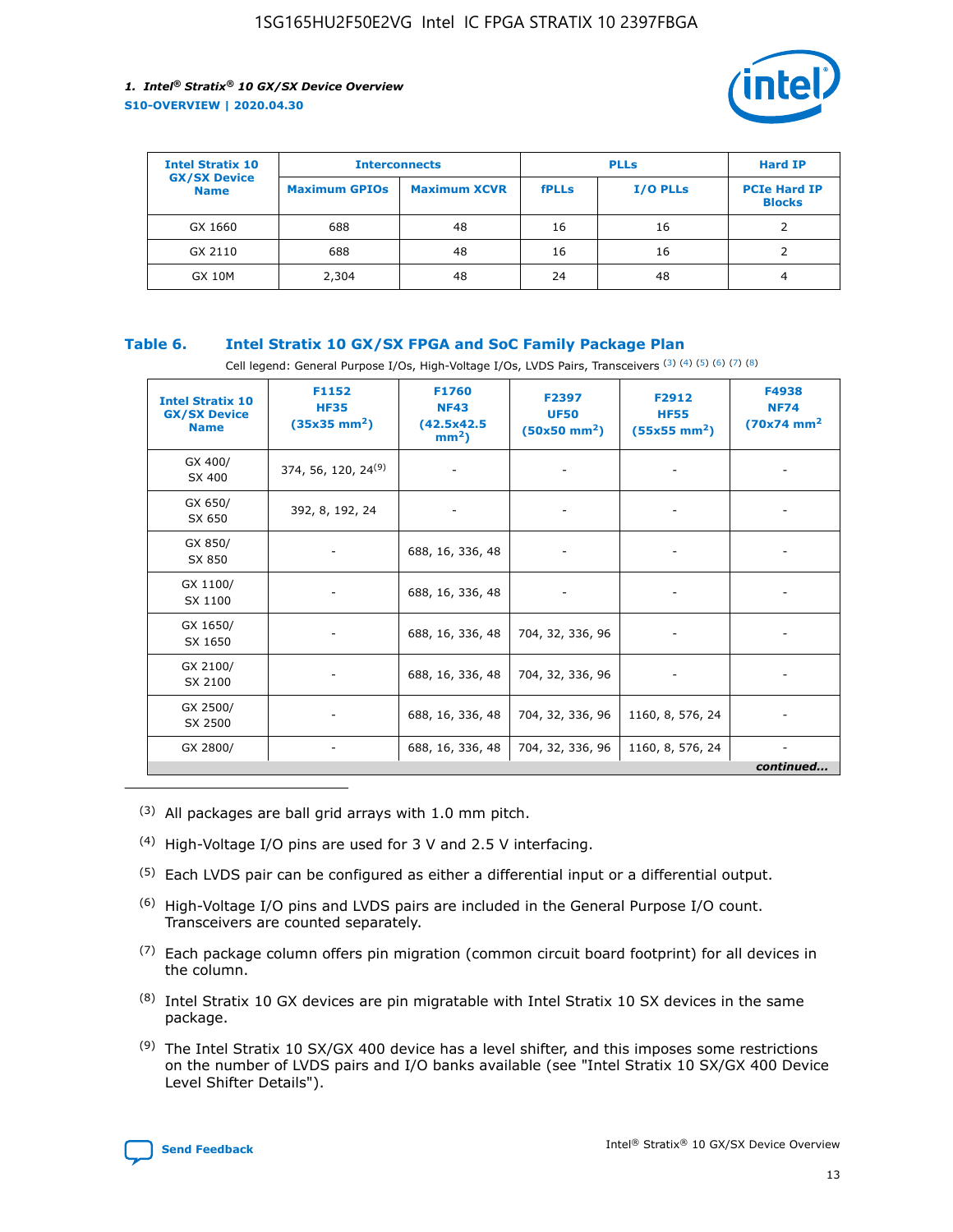| Intel Stratix 10 GX/SX Device Name | Interconnects | | PLLs | | Hard IP |
|---|---|---|---|---|---|
| | Maximum GPIOs | Maximum XCVR | fPLLs | I/O PLLs | PCIe Hard IP Blocks |
| GX 1660 | 688 | 48 | 16 | 16 | 2 |
| GX 2110 | 688 | 48 | 16 | 16 | 2 |
| GX 10M | 2,304 | 48 | 24 | 48 | 4 |

### Table 6. Intel Stratix 10 GX/SX FPGA and SoC Family Package Plan

Cell legend: General Purpose I/Os, High-Voltage I/Os, LVDS Pairs, Transceivers (3) (4) (5) (6) (7) (8)

| Intel Stratix 10 GX/SX Device Name | F1152 HF35 (35x35 mm²) | F1760 NF43 (42.5x42.5 mm²) | F2397 UF50 (50x50 mm²) | F2912 HF55 (55x55 mm²) | F4938 NF74 (70x74 mm²) |
|---|---|---|---|---|---|
| GX 400/ SX 400 | 374, 56, 120, 24[9] | - | - | - | - |
| GX 650/ SX 650 | 392, 8, 192, 24 | - | - | - | - |
| GX 850/ SX 850 | - | 688, 16, 336, 48 | - | - | - |
| GX 1100/ SX 1100 | - | 688, 16, 336, 48 | - | - | - |
| GX 1650/ SX 1650 | - | 688, 16, 336, 48 | 704, 32, 336, 96 | - | - |
| GX 2100/ SX 2100 | - | 688, 16, 336, 48 | 704, 32, 336, 96 | - | - |
| GX 2500/ SX 2500 | - | 688, 16, 336, 48 | 704, 32, 336, 96 | 1160, 8, 576, 24 | - |
| GX 2800/ | - | 688, 16, 336, 48 | 704, 32, 336, 96 | 1160, 8, 576, 24 | - |

*continued...*

(3) All packages are ball grid arrays with 1.0 mm pitch.

(4) High-Voltage I/O pins are used for 3 V and 2.5 V interfacing.

(5) Each LVDS pair can be configured as either a differential input or a differential output.

(6) High-Voltage I/O pins and LVDS pairs are included in the General Purpose I/O count. Transceivers are counted separately.

(7) Each package column offers pin migration (common circuit board footprint) for all devices in the column.

(8) Intel Stratix 10 GX devices are pin migratable with Intel Stratix 10 SX devices in the same package.

(9) The Intel Stratix 10 SX/GX 400 device has a level shifter, and this imposes some restrictions on the number of LVDS pairs and I/O banks available (see "Intel Stratix 10 SX/GX 400 Device Level Shifter Details").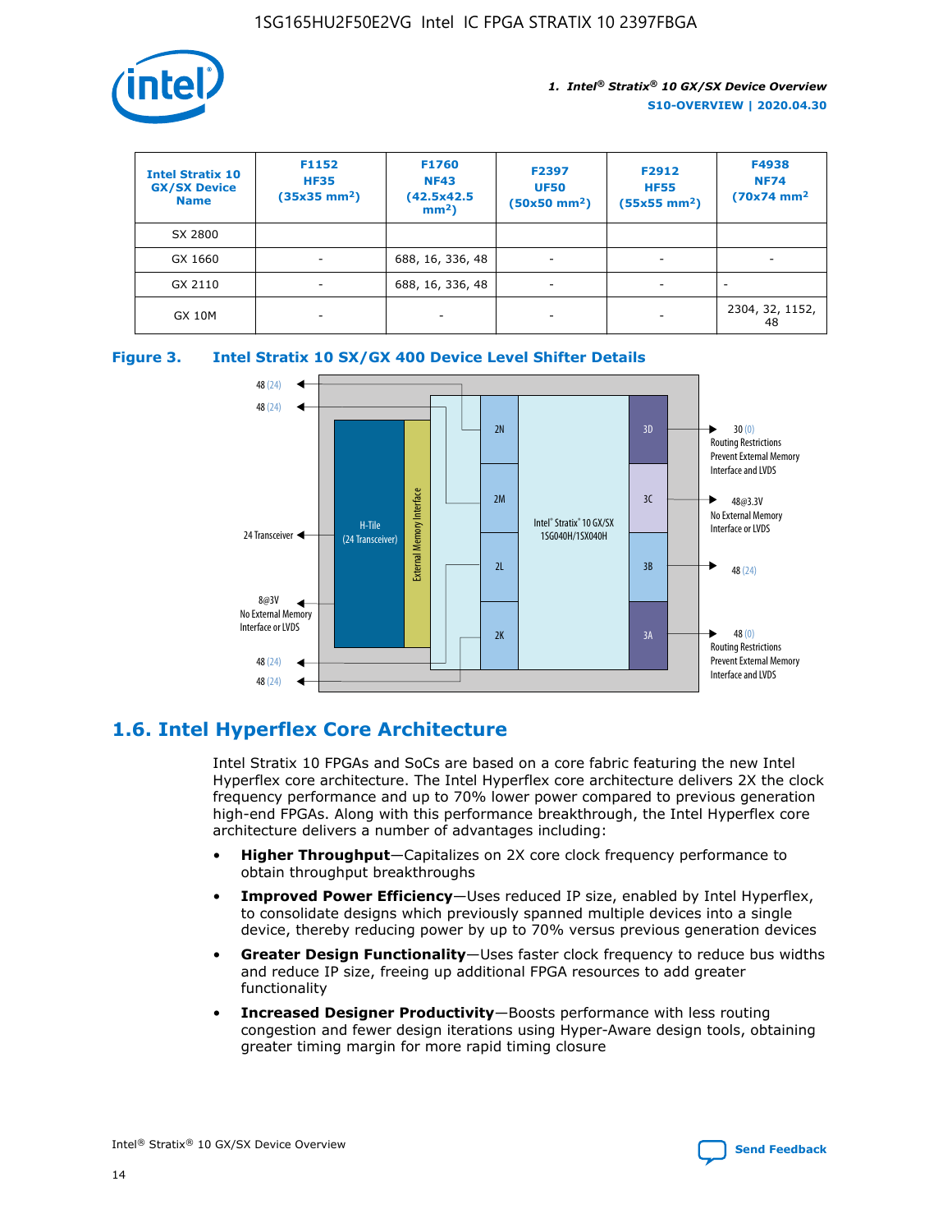| Intel Stratix 10 GX/SX Device Name | F1152 HF35 (35x35 mm²) | F1760 NF43 (42.5x42.5 mm²) | F2397 UF50 (50x50 mm²) | F2912 HF55 (55x55 mm²) | F4938 NF74 (70x74 mm² |
|---|---|---|---|---|---|
| SX 2800 | | | | | |
| GX 1660 | - | 688, 16, 336, 48 | - | - | - |
| GX 2110 | - | 688, 16, 336, 48 | - | - | - |
| GX 10M | - | - | - | - | 2304, 32, 1152, 48 |

**Figure 3. Intel Stratix 10 SX/GX 400 Device Level Shifter Details**

## 1.6. Intel Hyperflex Core Architecture

Intel Stratix 10 FPGAs and SoCs are based on a core fabric featuring the new Intel Hyperflex core architecture. The Intel Hyperflex core architecture delivers 2X the clock frequency performance and up to 70% lower power compared to previous generation high-end FPGAs. Along with this performance breakthrough, the Intel Hyperflex core architecture delivers a number of advantages including:

- **Higher Throughput**—Capitalizes on 2X core clock frequency performance to obtain throughput breakthroughs
- **Improved Power Efficiency**—Uses reduced IP size, enabled by Intel Hyperflex, to consolidate designs which previously spanned multiple devices into a single device, thereby reducing power by up to 70% versus previous generation devices
- **Greater Design Functionality**—Uses faster clock frequency to reduce bus widths and reduce IP size, freeing up additional FPGA resources to add greater functionality
- **Increased Designer Productivity**—Boosts performance with less routing congestion and fewer design iterations using Hyper-Aware design tools, obtaining greater timing margin for more rapid timing closure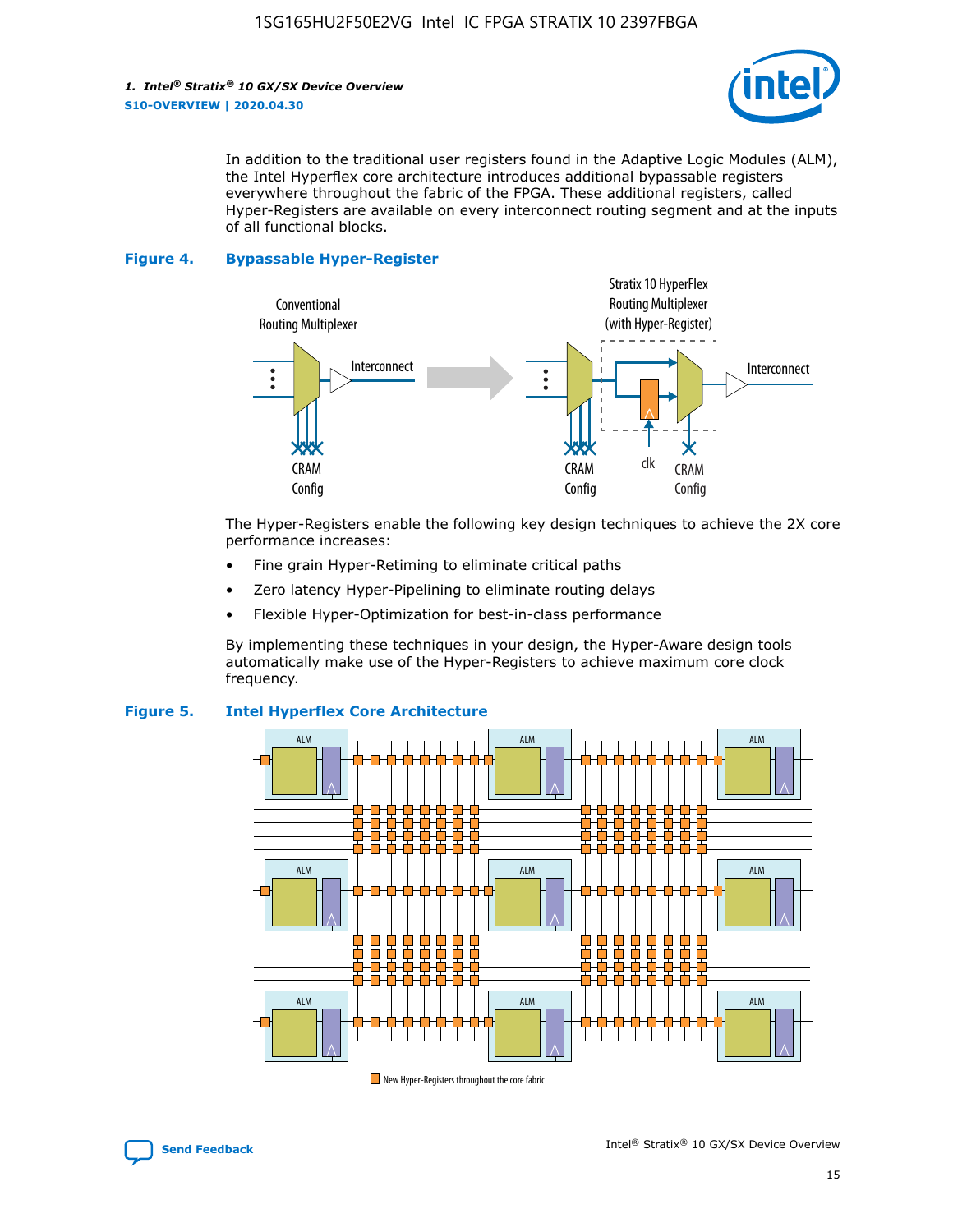In addition to the traditional user registers found in the Adaptive Logic Modules (ALM), the Intel Hyperflex core architecture introduces additional bypassable registers everywhere throughout the fabric of the FPGA. These additional registers, called Hyper-Registers are available on every interconnect routing segment and at the inputs of all functional blocks.

**Figure 4. Bypassable Hyper-Register**

The Hyper-Registers enable the following key design techniques to achieve the 2X core performance increases:

- Fine grain Hyper-Retiming to eliminate critical paths
- Zero latency Hyper-Pipelining to eliminate routing delays
- Flexible Hyper-Optimization for best-in-class performance

By implementing these techniques in your design, the Hyper-Aware design tools automatically make use of the Hyper-Registers to achieve maximum core clock frequency.

**Figure 5. Intel Hyperflex Core Architecture**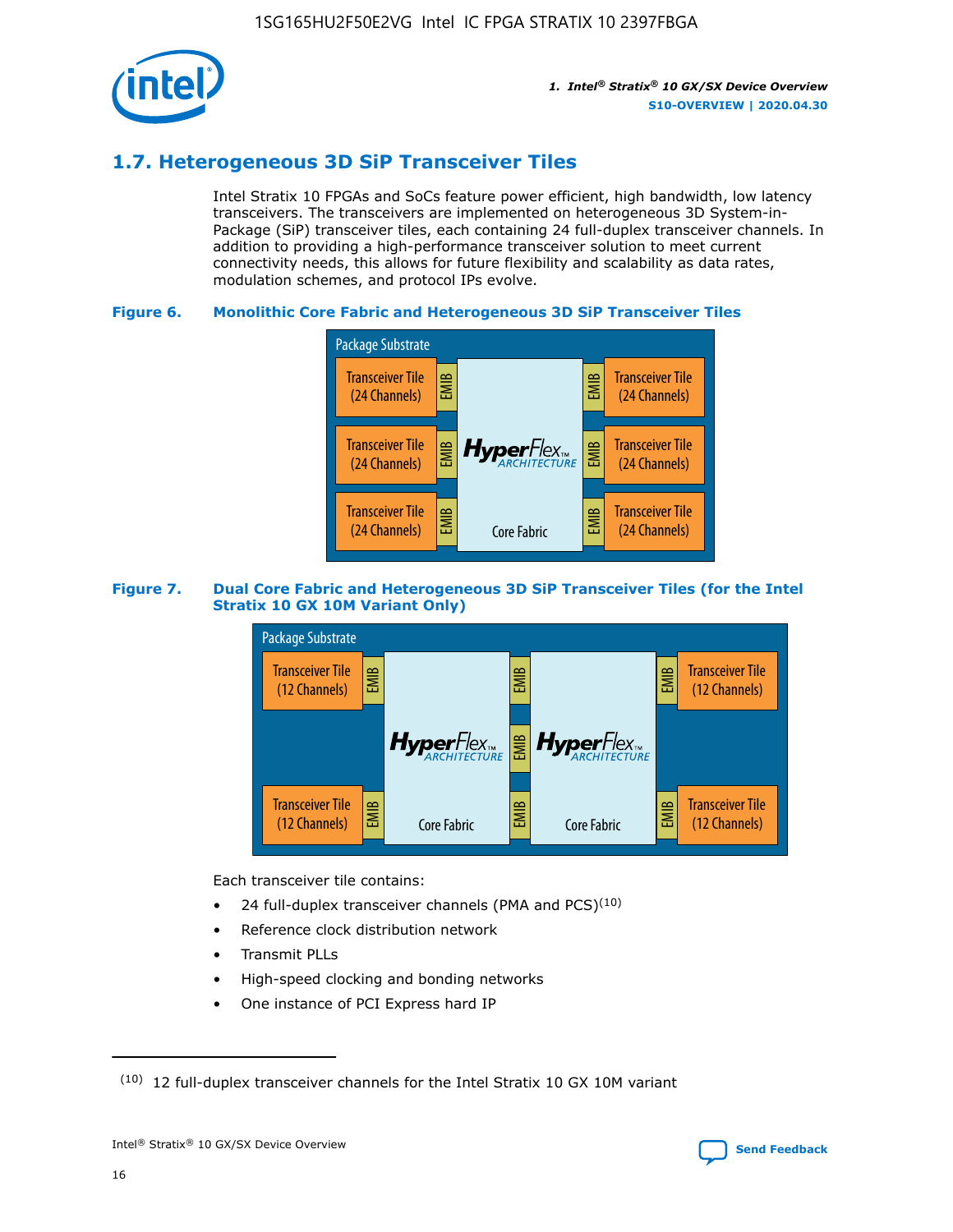## 1.7. Heterogeneous 3D SiP Transceiver Tiles

Intel Stratix 10 FPGAs and SoCs feature power efficient, high bandwidth, low latency transceivers. The transceivers are implemented on heterogeneous 3D System-in-Package (SiP) transceiver tiles, each containing 24 full-duplex transceiver channels. In addition to providing a high-performance transceiver solution to meet current connectivity needs, this allows for future flexibility and scalability as data rates, modulation schemes, and protocol IPs evolve.

**Figure 6. Monolithic Core Fabric and Heterogeneous 3D SiP Transceiver Tiles**

**Figure 7. Dual Core Fabric and Heterogeneous 3D SiP Transceiver Tiles (for the Intel Stratix 10 GX 10M Variant Only)**

Each transceiver tile contains:

- 24 full-duplex transceiver channels (PMA and PCS)[10]
- Reference clock distribution network
- Transmit PLLs
- High-speed clocking and bonding networks
- One instance of PCI Express hard IP

[10] 12 full-duplex transceiver channels for the Intel Stratix 10 GX 10M variant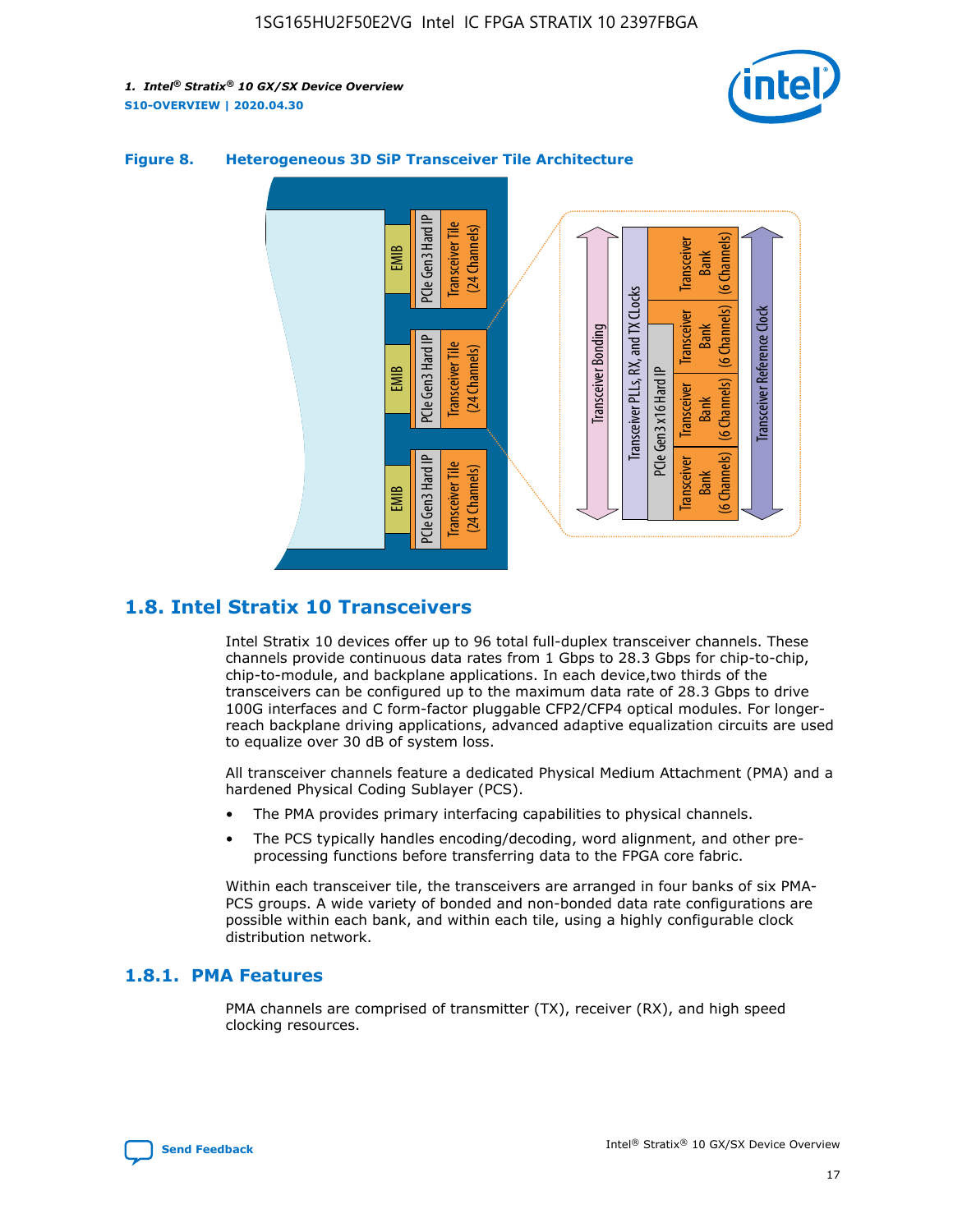**Figure 8. Heterogeneous 3D SiP Transceiver Tile Architecture**

## 1.8. Intel Stratix 10 Transceivers

Intel Stratix 10 devices offer up to 96 total full-duplex transceiver channels. These channels provide continuous data rates from 1 Gbps to 28.3 Gbps for chip-to-chip, chip-to-module, and backplane applications. In each device,two thirds of the transceivers can be configured up to the maximum data rate of 28.3 Gbps to drive 100G interfaces and C form-factor pluggable CFP2/CFP4 optical modules. For longer-reach backplane driving applications, advanced adaptive equalization circuits are used to equalize over 30 dB of system loss.

All transceiver channels feature a dedicated Physical Medium Attachment (PMA) and a hardened Physical Coding Sublayer (PCS).

- The PMA provides primary interfacing capabilities to physical channels.
- The PCS typically handles encoding/decoding, word alignment, and other pre-processing functions before transferring data to the FPGA core fabric.

Within each transceiver tile, the transceivers are arranged in four banks of six PMA-PCS groups. A wide variety of bonded and non-bonded data rate configurations are possible within each bank, and within each tile, using a highly configurable clock distribution network.

### 1.8.1. PMA Features

PMA channels are comprised of transmitter (TX), receiver (RX), and high speed clocking resources.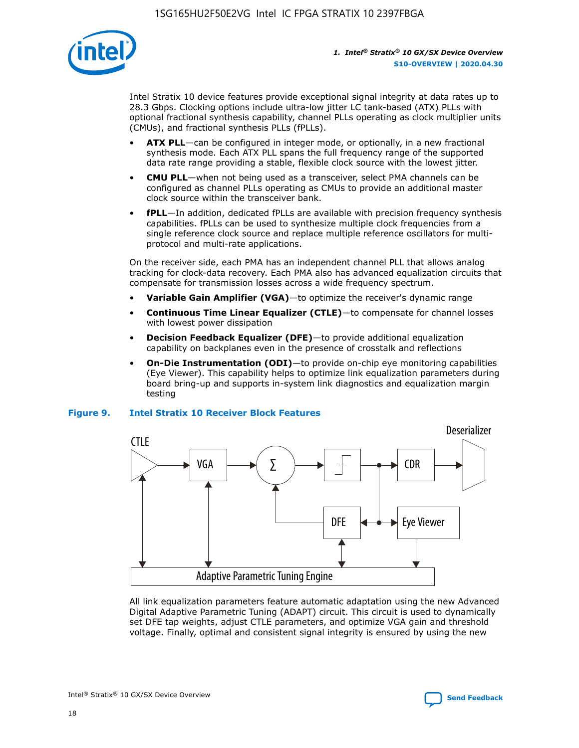Intel Stratix 10 device features provide exceptional signal integrity at data rates up to 28.3 Gbps. Clocking options include ultra-low jitter LC tank-based (ATX) PLLs with optional fractional synthesis capability, channel PLLs operating as clock multiplier units (CMUs), and fractional synthesis PLLs (fPLLs).

- **ATX PLL**—can be configured in integer mode, or optionally, in a new fractional synthesis mode. Each ATX PLL spans the full frequency range of the supported data rate range providing a stable, flexible clock source with the lowest jitter.
- **CMU PLL**—when not being used as a transceiver, select PMA channels can be configured as channel PLLs operating as CMUs to provide an additional master clock source within the transceiver bank.
- **fPLL**—In addition, dedicated fPLLs are available with precision frequency synthesis capabilities. fPLLs can be used to synthesize multiple clock frequencies from a single reference clock source and replace multiple reference oscillators for multi-protocol and multi-rate applications.

On the receiver side, each PMA has an independent channel PLL that allows analog tracking for clock-data recovery. Each PMA also has advanced equalization circuits that compensate for transmission losses across a wide frequency spectrum.

- **Variable Gain Amplifier (VGA)**—to optimize the receiver's dynamic range
- **Continuous Time Linear Equalizer (CTLE)**—to compensate for channel losses with lowest power dissipation
- **Decision Feedback Equalizer (DFE)**—to provide additional equalization capability on backplanes even in the presence of crosstalk and reflections
- **On-Die Instrumentation (ODI)**—to provide on-chip eye monitoring capabilities (Eye Viewer). This capability helps to optimize link equalization parameters during board bring-up and supports in-system link diagnostics and equalization margin testing

**Figure 9. Intel Stratix 10 Receiver Block Features**

CTLE, VGA, Σ, DFE, CDR, Deserializer, Eye Viewer, Adaptive Parametric Tuning Engine

All link equalization parameters feature automatic adaptation using the new Advanced Digital Adaptive Parametric Tuning (ADAPT) circuit. This circuit is used to dynamically set DFE tap weights, adjust CTLE parameters, and optimize VGA gain and threshold voltage. Finally, optimal and consistent signal integrity is ensured by using the new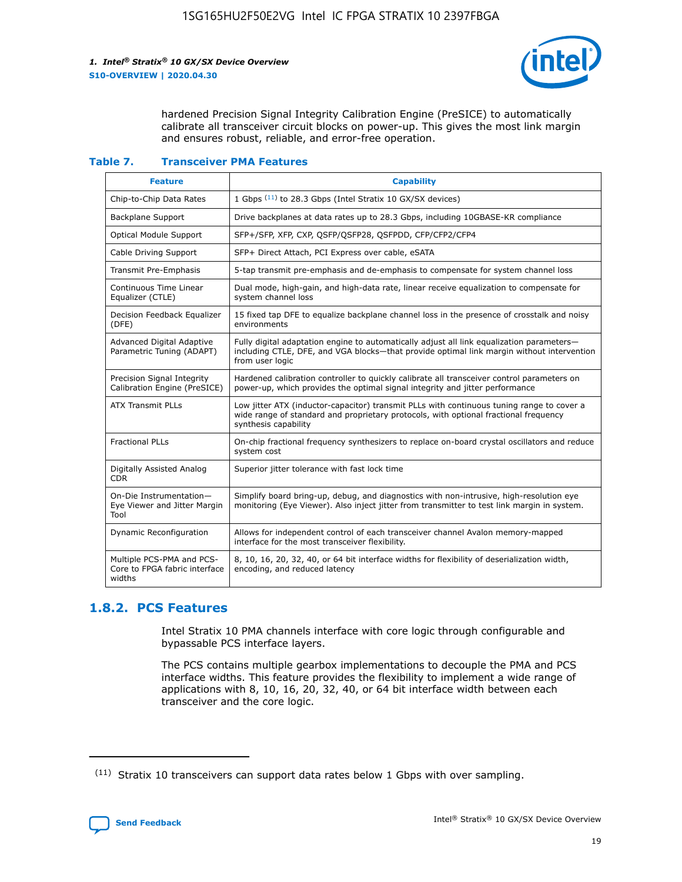hardened Precision Signal Integrity Calibration Engine (PreSICE) to automatically calibrate all transceiver circuit blocks on power-up. This gives the most link margin and ensures robust, reliable, and error-free operation.

**Table 7. Transceiver PMA Features**

| Feature | Capability |
|---|---|
| Chip-to-Chip Data Rates | 1 Gbps [11] to 28.3 Gbps (Intel Stratix 10 GX/SX devices) |
| Backplane Support | Drive backplanes at data rates up to 28.3 Gbps, including 10GBASE-KR compliance |
| Optical Module Support | SFP+/SFP, XFP, CXP, QSFP/QSFP28, QSFPDD, CFP/CFP2/CFP4 |
| Cable Driving Support | SFP+ Direct Attach, PCI Express over cable, eSATA |
| Transmit Pre-Emphasis | 5-tap transmit pre-emphasis and de-emphasis to compensate for system channel loss |
| Continuous Time Linear Equalizer (CTLE) | Dual mode, high-gain, and high-data rate, linear receive equalization to compensate for system channel loss |
| Decision Feedback Equalizer (DFE) | 15 fixed tap DFE to equalize backplane channel loss in the presence of crosstalk and noisy environments |
| Advanced Digital Adaptive Parametric Tuning (ADAPT) | Fully digital adaptation engine to automatically adjust all link equalization parameters—including CTLE, DFE, and VGA blocks—that provide optimal link margin without intervention from user logic |
| Precision Signal Integrity Calibration Engine (PreSICE) | Hardened calibration controller to quickly calibrate all transceiver control parameters on power-up, which provides the optimal signal integrity and jitter performance |
| ATX Transmit PLLs | Low jitter ATX (inductor-capacitor) transmit PLLs with continuous tuning range to cover a wide range of standard and proprietary protocols, with optional fractional frequency synthesis capability |
| Fractional PLLs | On-chip fractional frequency synthesizers to replace on-board crystal oscillators and reduce system cost |
| Digitally Assisted Analog CDR | Superior jitter tolerance with fast lock time |
| On-Die Instrumentation—Eye Viewer and Jitter Margin Tool | Simplify board bring-up, debug, and diagnostics with non-intrusive, high-resolution eye monitoring (Eye Viewer). Also inject jitter from transmitter to test link margin in system. |
| Dynamic Reconfiguration | Allows for independent control of each transceiver channel Avalon memory-mapped interface for the most transceiver flexibility. |
| Multiple PCS-PMA and PCS-Core to FPGA fabric interface widths | 8, 10, 16, 20, 32, 40, or 64 bit interface widths for flexibility of deserialization width, encoding, and reduced latency |

## 1.8.2. PCS Features

Intel Stratix 10 PMA channels interface with core logic through configurable and bypassable PCS interface layers.

The PCS contains multiple gearbox implementations to decouple the PMA and PCS interface widths. This feature provides the flexibility to implement a wide range of applications with 8, 10, 16, 20, 32, 40, or 64 bit interface width between each transceiver and the core logic.

(11) Stratix 10 transceivers can support data rates below 1 Gbps with over sampling.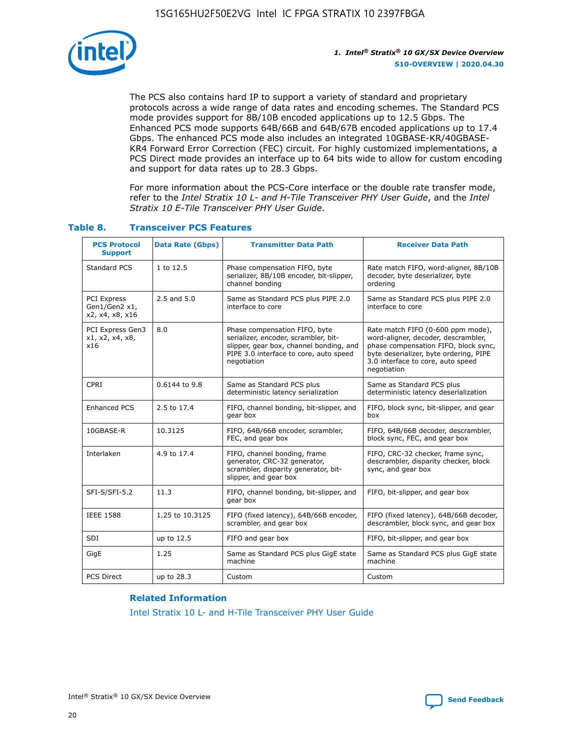The PCS also contains hard IP to support a variety of standard and proprietary protocols across a wide range of data rates and encoding schemes. The Standard PCS mode provides support for 8B/10B encoded applications up to 12.5 Gbps. The Enhanced PCS mode supports 64B/66B and 64B/67B encoded applications up to 17.4 Gbps. The enhanced PCS mode also includes an integrated 10GBASE-KR/40GBASE-KR4 Forward Error Correction (FEC) circuit. For highly customized implementations, a PCS Direct mode provides an interface up to 64 bits wide to allow for custom encoding and support for data rates up to 28.3 Gbps.

For more information about the PCS-Core interface or the double rate transfer mode, refer to the *Intel Stratix 10 L- and H-Tile Transceiver PHY User Guide*, and the *Intel Stratix 10 E-Tile Transceiver PHY User Guide*.

### Table 8. Transceiver PCS Features

| PCS Protocol Support | Data Rate (Gbps) | Transmitter Data Path | Receiver Data Path |
|---|---|---|---|
| Standard PCS | 1 to 12.5 | Phase compensation FIFO, byte serializer, 8B/10B encoder, bit-slipper, channel bonding | Rate match FIFO, word-aligner, 8B/10B decoder, byte deserializer, byte ordering |
| PCI Express Gen1/Gen2 x1, x2, x4, x8, x16 | 2.5 and 5.0 | Same as Standard PCS plus PIPE 2.0 interface to core | Same as Standard PCS plus PIPE 2.0 interface to core |
| PCI Express Gen3 x1, x2, x4, x8, x16 | 8.0 | Phase compensation FIFO, byte serializer, encoder, scrambler, bit-slipper, gear box, channel bonding, and PIPE 3.0 interface to core, auto speed negotiation | Rate match FIFO (0-600 ppm mode), word-aligner, decoder, descrambler, phase compensation FIFO, block sync, byte deserializer, byte ordering, PIPE 3.0 interface to core, auto speed negotiation |
| CPRI | 0.6144 to 9.8 | Same as Standard PCS plus deterministic latency serialization | Same as Standard PCS plus deterministic latency deserialization |
| Enhanced PCS | 2.5 to 17.4 | FIFO, channel bonding, bit-slipper, and gear box | FIFO, block sync, bit-slipper, and gear box |
| 10GBASE-R | 10.3125 | FIFO, 64B/66B encoder, scrambler, FEC, and gear box | FIFO, 64B/66B decoder, descrambler, block sync, FEC, and gear box |
| Interlaken | 4.9 to 17.4 | FIFO, channel bonding, frame generator, CRC-32 generator, scrambler, disparity generator, bit-slipper, and gear box | FIFO, CRC-32 checker, frame sync, descrambler, disparity checker, block sync, and gear box |
| SFI-S/SFI-5.2 | 11.3 | FIFO, channel bonding, bit-slipper, and gear box | FIFO, bit-slipper, and gear box |
| IEEE 1588 | 1.25 to 10.3125 | FIFO (fixed latency), 64B/66B encoder, scrambler, and gear box | FIFO (fixed latency), 64B/66B decoder, descrambler, block sync, and gear box |
| SDI | up to 12.5 | FIFO and gear box | FIFO, bit-slipper, and gear box |
| GigE | 1.25 | Same as Standard PCS plus GigE state machine | Same as Standard PCS plus GigE state machine |
| PCS Direct | up to 28.3 | Custom | Custom |

#### Related Information

Intel Stratix 10 L- and H-Tile Transceiver PHY User Guide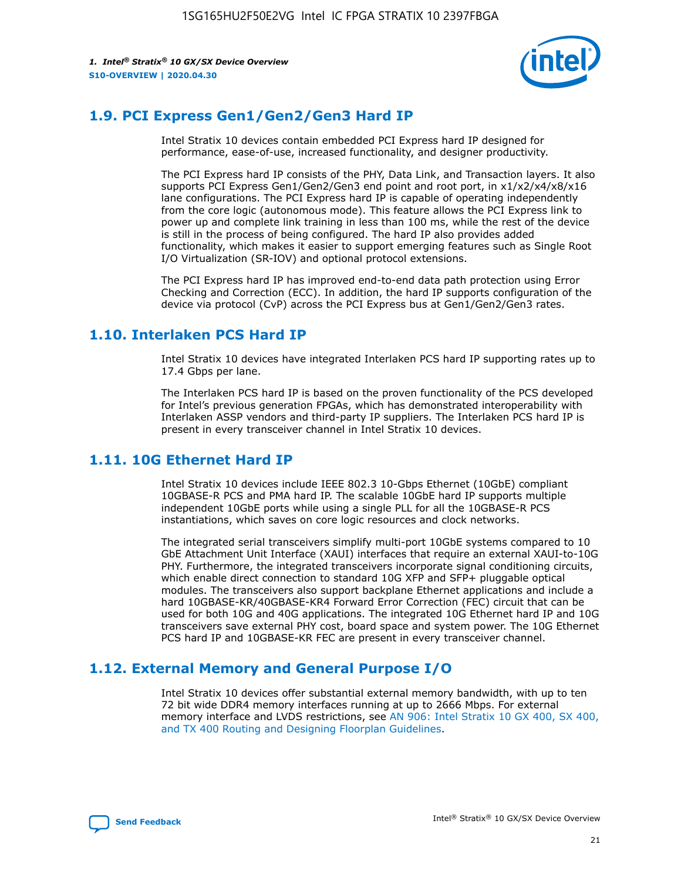## 1.9. PCI Express Gen1/Gen2/Gen3 Hard IP

Intel Stratix 10 devices contain embedded PCI Express hard IP designed for performance, ease-of-use, increased functionality, and designer productivity.

The PCI Express hard IP consists of the PHY, Data Link, and Transaction layers. It also supports PCI Express Gen1/Gen2/Gen3 end point and root port, in x1/x2/x4/x8/x16 lane configurations. The PCI Express hard IP is capable of operating independently from the core logic (autonomous mode). This feature allows the PCI Express link to power up and complete link training in less than 100 ms, while the rest of the device is still in the process of being configured. The hard IP also provides added functionality, which makes it easier to support emerging features such as Single Root I/O Virtualization (SR-IOV) and optional protocol extensions.

The PCI Express hard IP has improved end-to-end data path protection using Error Checking and Correction (ECC). In addition, the hard IP supports configuration of the device via protocol (CvP) across the PCI Express bus at Gen1/Gen2/Gen3 rates.

## 1.10. Interlaken PCS Hard IP

Intel Stratix 10 devices have integrated Interlaken PCS hard IP supporting rates up to 17.4 Gbps per lane.

The Interlaken PCS hard IP is based on the proven functionality of the PCS developed for Intel's previous generation FPGAs, which has demonstrated interoperability with Interlaken ASSP vendors and third-party IP suppliers. The Interlaken PCS hard IP is present in every transceiver channel in Intel Stratix 10 devices.

## 1.11. 10G Ethernet Hard IP

Intel Stratix 10 devices include IEEE 802.3 10-Gbps Ethernet (10GbE) compliant 10GBASE-R PCS and PMA hard IP. The scalable 10GbE hard IP supports multiple independent 10GbE ports while using a single PLL for all the 10GBASE-R PCS instantiations, which saves on core logic resources and clock networks.

The integrated serial transceivers simplify multi-port 10GbE systems compared to 10 GbE Attachment Unit Interface (XAUI) interfaces that require an external XAUI-to-10G PHY. Furthermore, the integrated transceivers incorporate signal conditioning circuits, which enable direct connection to standard 10G XFP and SFP+ pluggable optical modules. The transceivers also support backplane Ethernet applications and include a hard 10GBASE-KR/40GBASE-KR4 Forward Error Correction (FEC) circuit that can be used for both 10G and 40G applications. The integrated 10G Ethernet hard IP and 10G transceivers save external PHY cost, board space and system power. The 10G Ethernet PCS hard IP and 10GBASE-KR FEC are present in every transceiver channel.

## 1.12. External Memory and General Purpose I/O

Intel Stratix 10 devices offer substantial external memory bandwidth, with up to ten 72 bit wide DDR4 memory interfaces running at up to 2666 Mbps. For external memory interface and LVDS restrictions, see AN 906: Intel Stratix 10 GX 400, SX 400, and TX 400 Routing and Designing Floorplan Guidelines.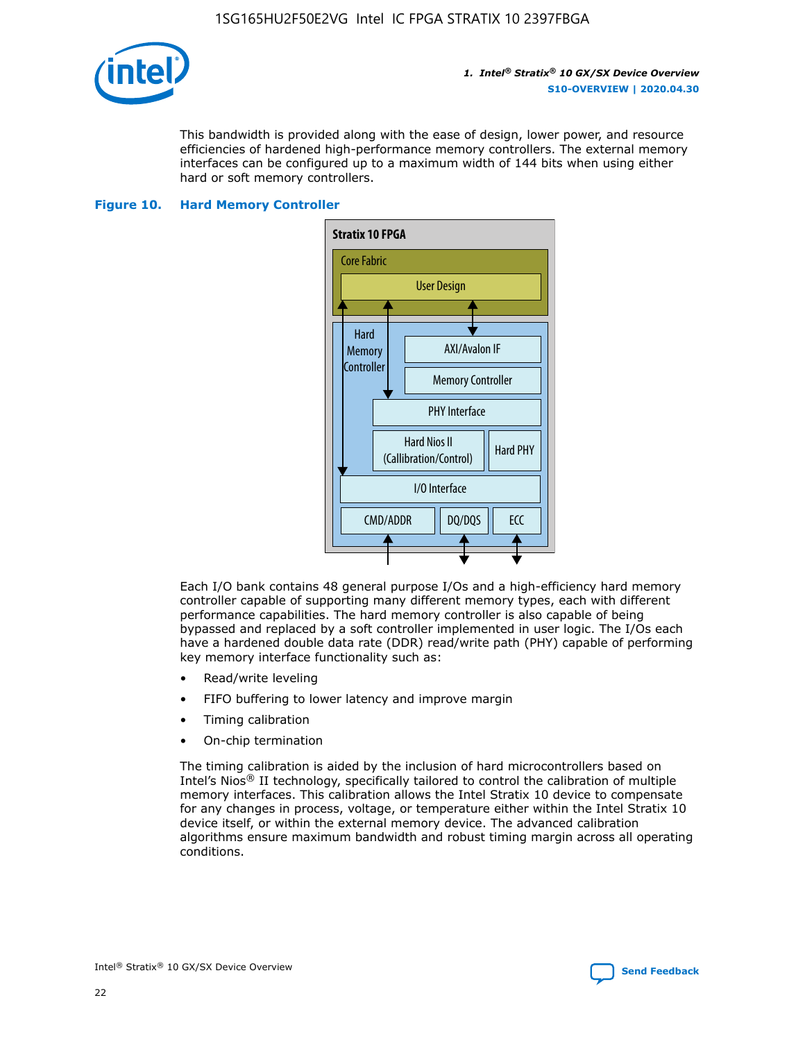This bandwidth is provided along with the ease of design, lower power, and resource efficiencies of hardened high-performance memory controllers. The external memory interfaces can be configured up to a maximum width of 144 bits when using either hard or soft memory controllers.

**Figure 10. Hard Memory Controller**

Stratix 10 FPGA

Core Fabric

User Design

Hard Memory Controller

AXI/Avalon IF

Memory Controller

PHY Interface

Hard Nios II (Callibration/Control)

Hard PHY

I/O Interface

CMD/ADDR

DQ/DQS

ECC

Each I/O bank contains 48 general purpose I/Os and a high-efficiency hard memory controller capable of supporting many different memory types, each with different performance capabilities. The hard memory controller is also capable of being bypassed and replaced by a soft controller implemented in user logic. The I/Os each have a hardened double data rate (DDR) read/write path (PHY) capable of performing key memory interface functionality such as:

- Read/write leveling
- FIFO buffering to lower latency and improve margin
- Timing calibration
- On-chip termination

The timing calibration is aided by the inclusion of hard microcontrollers based on Intel's Nios® II technology, specifically tailored to control the calibration of multiple memory interfaces. This calibration allows the Intel Stratix 10 device to compensate for any changes in process, voltage, or temperature either within the Intel Stratix 10 device itself, or within the external memory device. The advanced calibration algorithms ensure maximum bandwidth and robust timing margin across all operating conditions.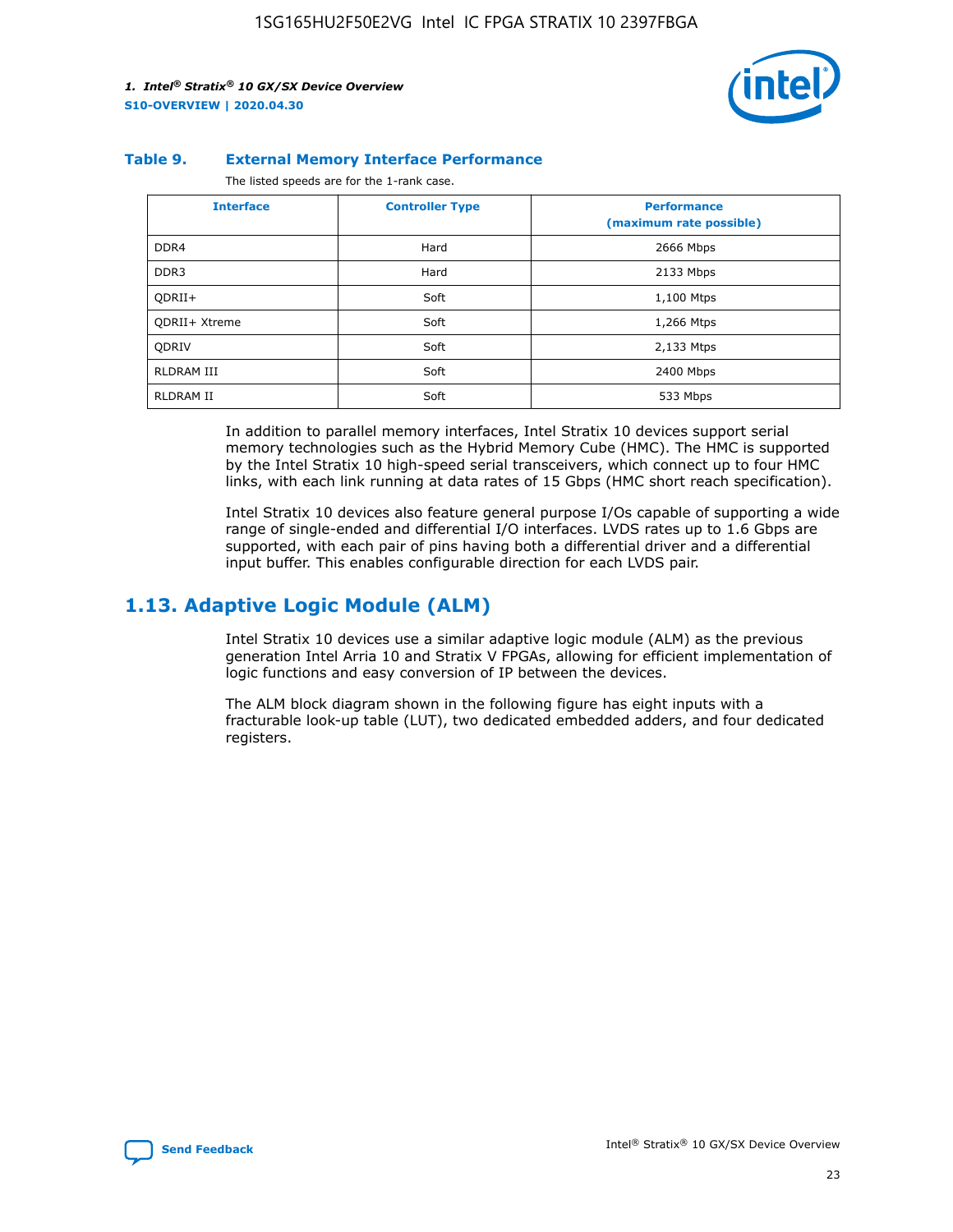**Table 9. External Memory Interface Performance**

The listed speeds are for the 1-rank case.

| Interface | Controller Type | Performance (maximum rate possible) |
|---|---|---|
| DDR4 | Hard | 2666 Mbps |
| DDR3 | Hard | 2133 Mbps |
| QDRII+ | Soft | 1,100 Mtps |
| QDRII+ Xtreme | Soft | 1,266 Mtps |
| QDRIV | Soft | 2,133 Mtps |
| RLDRAM III | Soft | 2400 Mbps |
| RLDRAM II | Soft | 533 Mbps |

In addition to parallel memory interfaces, Intel Stratix 10 devices support serial memory technologies such as the Hybrid Memory Cube (HMC). The HMC is supported by the Intel Stratix 10 high-speed serial transceivers, which connect up to four HMC links, with each link running at data rates of 15 Gbps (HMC short reach specification).

Intel Stratix 10 devices also feature general purpose I/Os capable of supporting a wide range of single-ended and differential I/O interfaces. LVDS rates up to 1.6 Gbps are supported, with each pair of pins having both a differential driver and a differential input buffer. This enables configurable direction for each LVDS pair.

## 1.13. Adaptive Logic Module (ALM)

Intel Stratix 10 devices use a similar adaptive logic module (ALM) as the previous generation Intel Arria 10 and Stratix V FPGAs, allowing for efficient implementation of logic functions and easy conversion of IP between the devices.

The ALM block diagram shown in the following figure has eight inputs with a fracturable look-up table (LUT), two dedicated embedded adders, and four dedicated registers.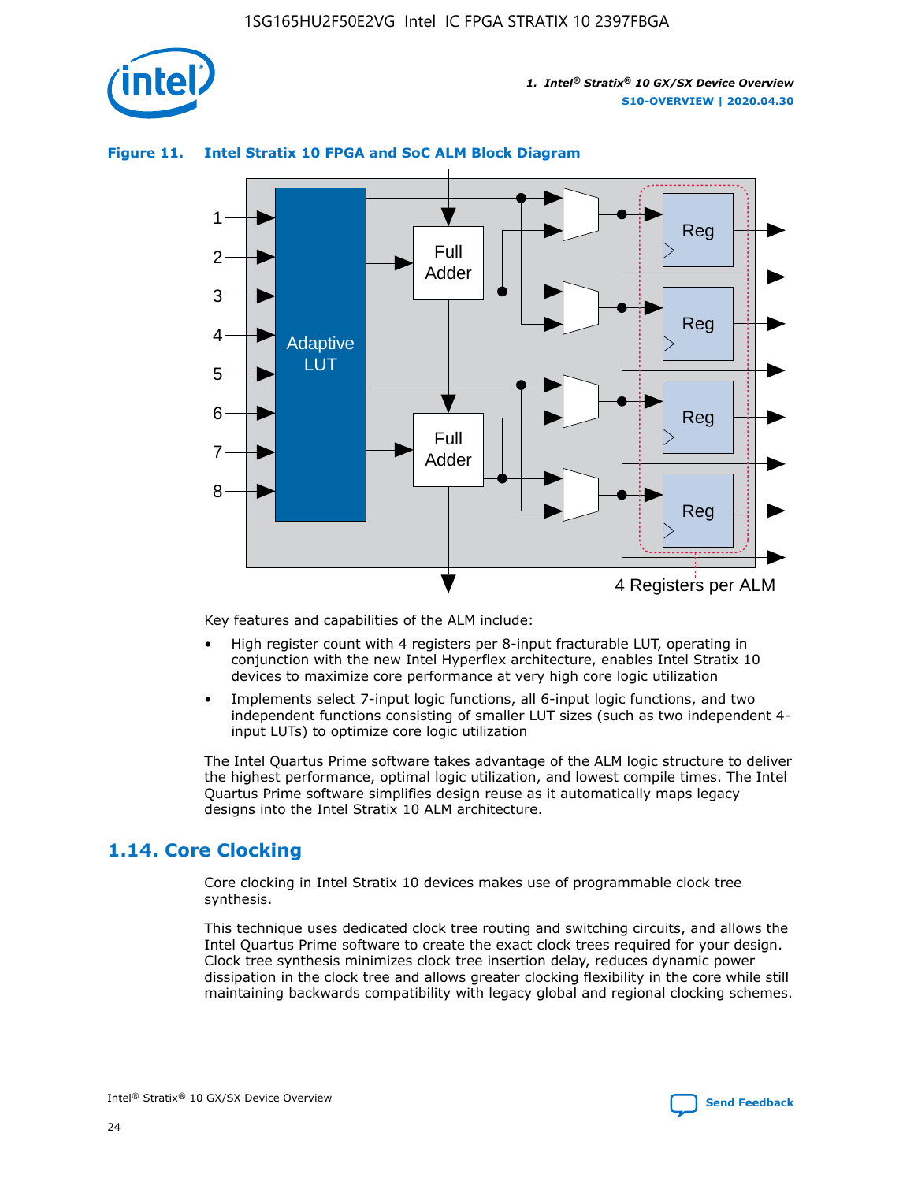**Figure 11. Intel Stratix 10 FPGA and SoC ALM Block Diagram**

Key features and capabilities of the ALM include:

- High register count with 4 registers per 8-input fracturable LUT, operating in conjunction with the new Intel Hyperflex architecture, enables Intel Stratix 10 devices to maximize core performance at very high core logic utilization
- Implements select 7-input logic functions, all 6-input logic functions, and two independent functions consisting of smaller LUT sizes (such as two independent 4-input LUTs) to optimize core logic utilization

The Intel Quartus Prime software takes advantage of the ALM logic structure to deliver the highest performance, optimal logic utilization, and lowest compile times. The Intel Quartus Prime software simplifies design reuse as it automatically maps legacy designs into the Intel Stratix 10 ALM architecture.

## 1.14. Core Clocking

Core clocking in Intel Stratix 10 devices makes use of programmable clock tree synthesis.

This technique uses dedicated clock tree routing and switching circuits, and allows the Intel Quartus Prime software to create the exact clock trees required for your design. Clock tree synthesis minimizes clock tree insertion delay, reduces dynamic power dissipation in the clock tree and allows greater clocking flexibility in the core while still maintaining backwards compatibility with legacy global and regional clocking schemes.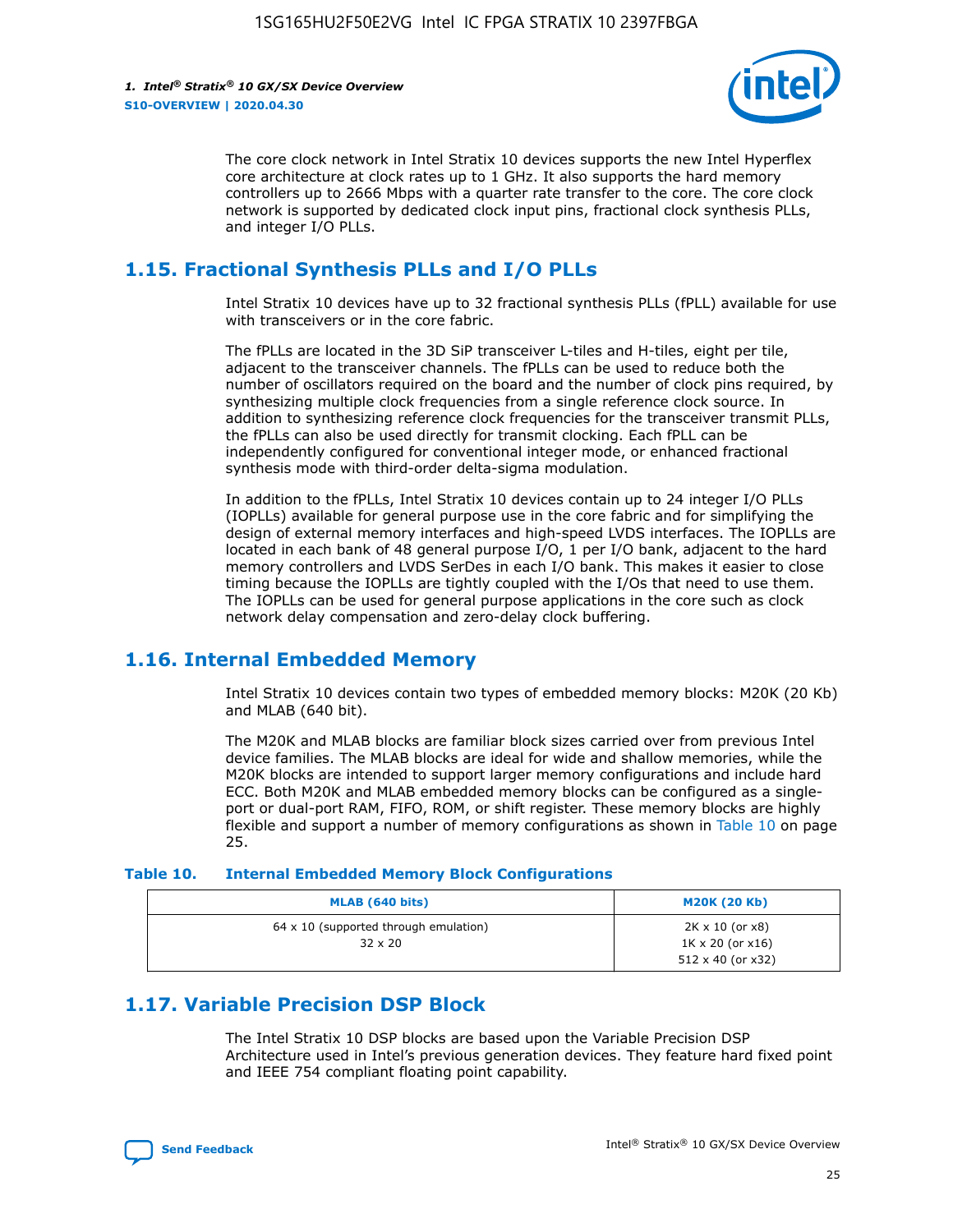The core clock network in Intel Stratix 10 devices supports the new Intel Hyperflex core architecture at clock rates up to 1 GHz. It also supports the hard memory controllers up to 2666 Mbps with a quarter rate transfer to the core. The core clock network is supported by dedicated clock input pins, fractional clock synthesis PLLs, and integer I/O PLLs.

## 1.15. Fractional Synthesis PLLs and I/O PLLs

Intel Stratix 10 devices have up to 32 fractional synthesis PLLs (fPLL) available for use with transceivers or in the core fabric.

The fPLLs are located in the 3D SiP transceiver L-tiles and H-tiles, eight per tile, adjacent to the transceiver channels. The fPLLs can be used to reduce both the number of oscillators required on the board and the number of clock pins required, by synthesizing multiple clock frequencies from a single reference clock source. In addition to synthesizing reference clock frequencies for the transceiver transmit PLLs, the fPLLs can also be used directly for transmit clocking. Each fPLL can be independently configured for conventional integer mode, or enhanced fractional synthesis mode with third-order delta-sigma modulation.

In addition to the fPLLs, Intel Stratix 10 devices contain up to 24 integer I/O PLLs (IOPLLs) available for general purpose use in the core fabric and for simplifying the design of external memory interfaces and high-speed LVDS interfaces. The IOPLLs are located in each bank of 48 general purpose I/O, 1 per I/O bank, adjacent to the hard memory controllers and LVDS SerDes in each I/O bank. This makes it easier to close timing because the IOPLLs are tightly coupled with the I/Os that need to use them. The IOPLLs can be used for general purpose applications in the core such as clock network delay compensation and zero-delay clock buffering.

## 1.16. Internal Embedded Memory

Intel Stratix 10 devices contain two types of embedded memory blocks: M20K (20 Kb) and MLAB (640 bit).

The M20K and MLAB blocks are familiar block sizes carried over from previous Intel device families. The MLAB blocks are ideal for wide and shallow memories, while the M20K blocks are intended to support larger memory configurations and include hard ECC. Both M20K and MLAB embedded memory blocks can be configured as a single-port or dual-port RAM, FIFO, ROM, or shift register. These memory blocks are highly flexible and support a number of memory configurations as shown in Table 10 on page 25.

**Table 10. Internal Embedded Memory Block Configurations**

| MLAB (640 bits) | M20K (20 Kb) |
|---|---|
| 64 x 10 (supported through emulation)<br>32 x 20 | 2K x 10 (or x8)<br>1K x 20 (or x16)<br>512 x 40 (or x32) |

## 1.17. Variable Precision DSP Block

The Intel Stratix 10 DSP blocks are based upon the Variable Precision DSP Architecture used in Intel's previous generation devices. They feature hard fixed point and IEEE 754 compliant floating point capability.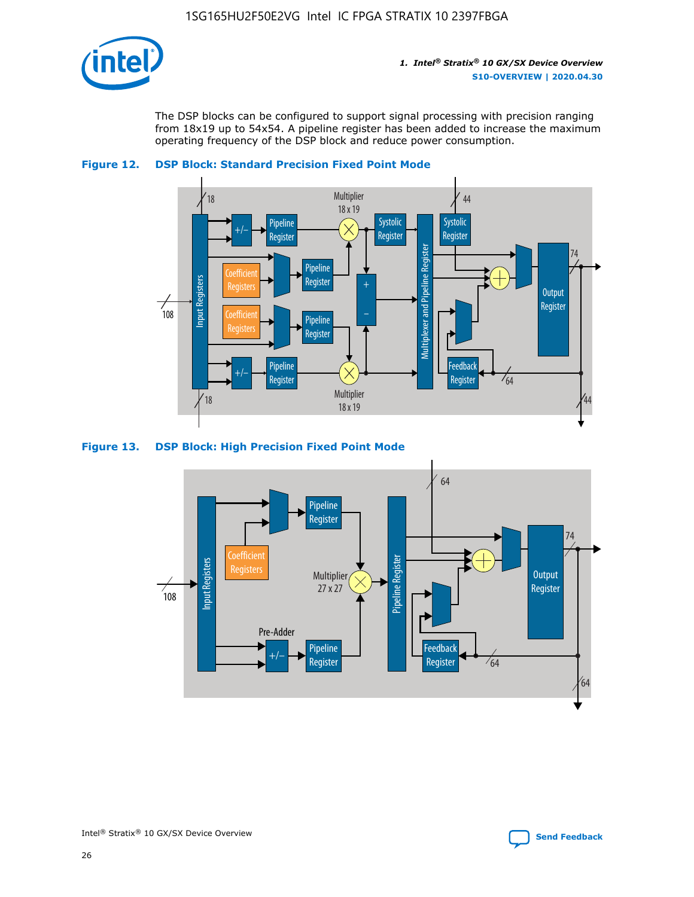The DSP blocks can be configured to support signal processing with precision ranging from 18x19 up to 54x54. A pipeline register has been added to increase the maximum operating frequency of the DSP block and reduce power consumption.

**Figure 12. DSP Block: Standard Precision Fixed Point Mode**

**Figure 13. DSP Block: High Precision Fixed Point Mode**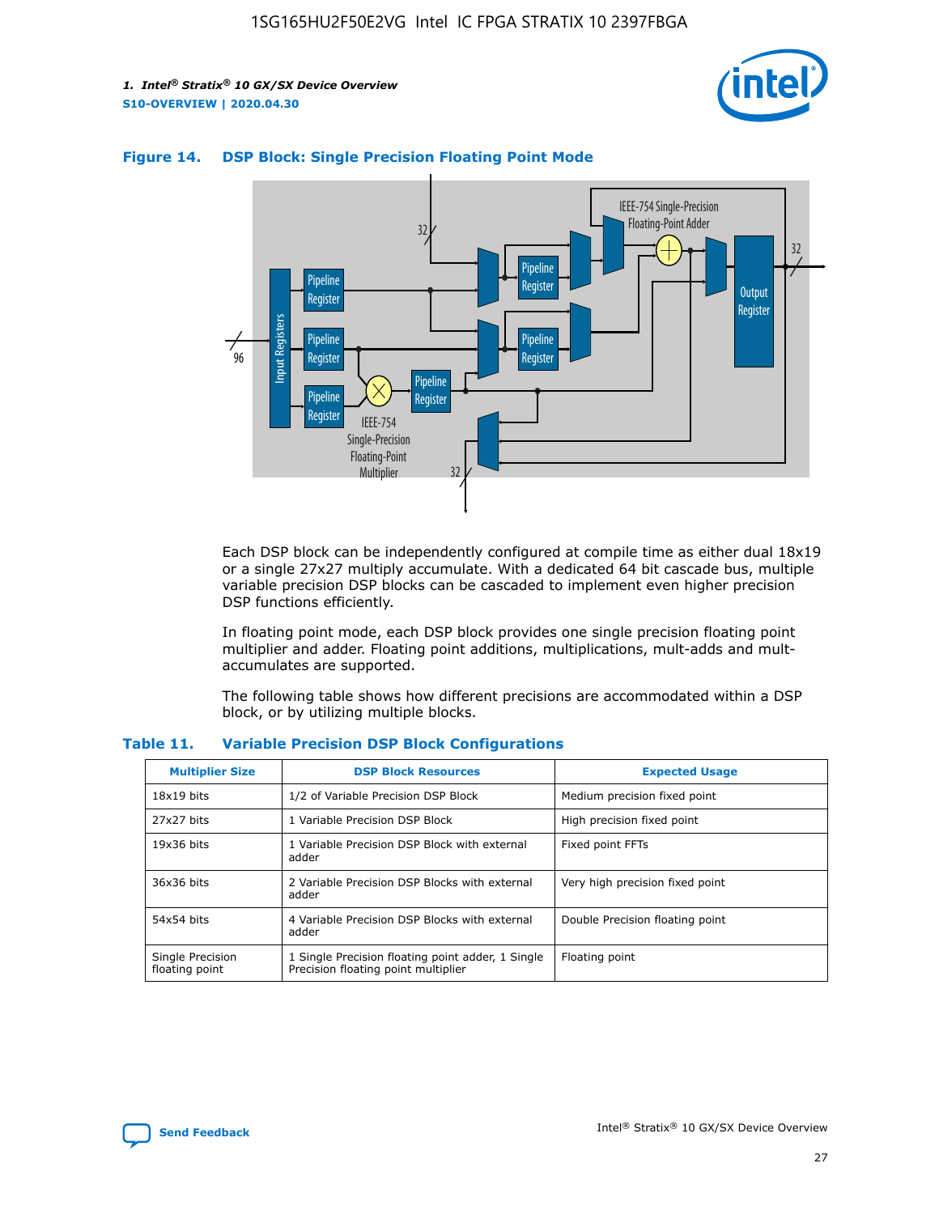**Figure 14. DSP Block: Single Precision Floating Point Mode**

Each DSP block can be independently configured at compile time as either dual 18x19 or a single 27x27 multiply accumulate. With a dedicated 64 bit cascade bus, multiple variable precision DSP blocks can be cascaded to implement even higher precision DSP functions efficiently.

In floating point mode, each DSP block provides one single precision floating point multiplier and adder. Floating point additions, multiplications, mult-adds and mult-accumulates are supported.

The following table shows how different precisions are accommodated within a DSP block, or by utilizing multiple blocks.

**Table 11. Variable Precision DSP Block Configurations**

| Multiplier Size | DSP Block Resources | Expected Usage |
|---|---|---|
| 18x19 bits | 1/2 of Variable Precision DSP Block | Medium precision fixed point |
| 27x27 bits | 1 Variable Precision DSP Block | High precision fixed point |
| 19x36 bits | 1 Variable Precision DSP Block with external adder | Fixed point FFTs |
| 36x36 bits | 2 Variable Precision DSP Blocks with external adder | Very high precision fixed point |
| 54x54 bits | 4 Variable Precision DSP Blocks with external adder | Double Precision floating point |
| Single Precision floating point | 1 Single Precision floating point adder, 1 Single Precision floating point multiplier | Floating point |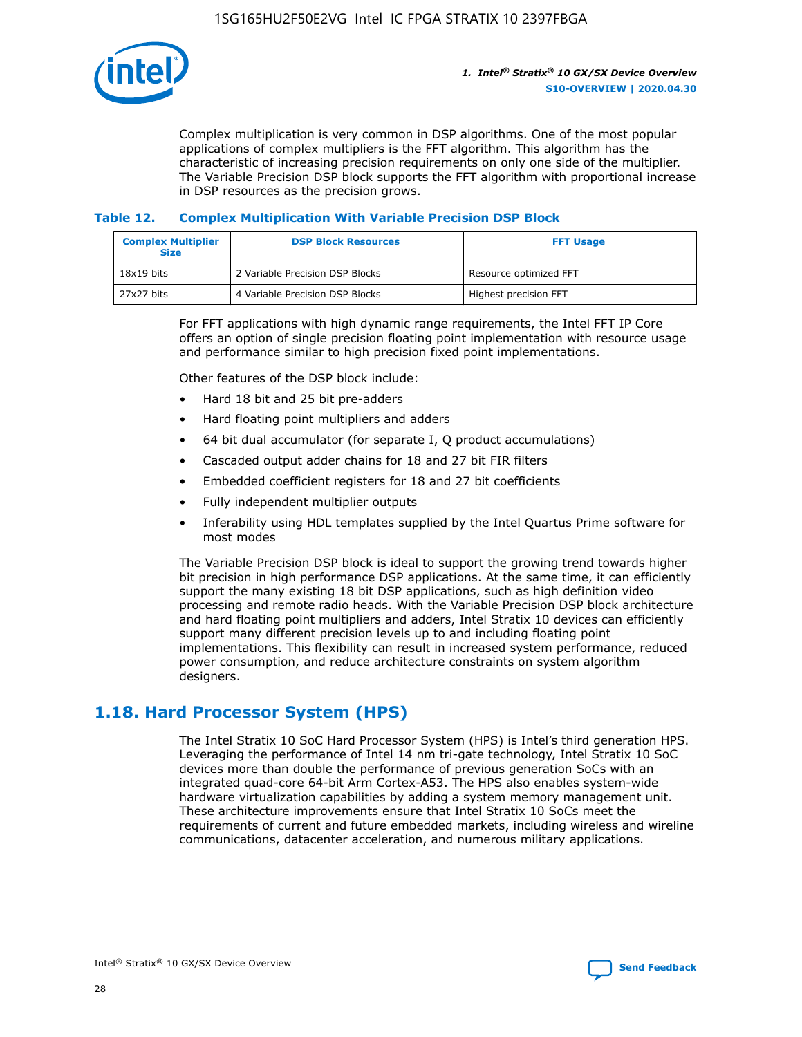Complex multiplication is very common in DSP algorithms. One of the most popular applications of complex multipliers is the FFT algorithm. This algorithm has the characteristic of increasing precision requirements on only one side of the multiplier. The Variable Precision DSP block supports the FFT algorithm with proportional increase in DSP resources as the precision grows.

### Table 12. Complex Multiplication With Variable Precision DSP Block

| Complex Multiplier Size | DSP Block Resources | FFT Usage |
|---|---|---|
| 18x19 bits | 2 Variable Precision DSP Blocks | Resource optimized FFT |
| 27x27 bits | 4 Variable Precision DSP Blocks | Highest precision FFT |

For FFT applications with high dynamic range requirements, the Intel FFT IP Core offers an option of single precision floating point implementation with resource usage and performance similar to high precision fixed point implementations.

Other features of the DSP block include:

- Hard 18 bit and 25 bit pre-adders
- Hard floating point multipliers and adders
- 64 bit dual accumulator (for separate I, Q product accumulations)
- Cascaded output adder chains for 18 and 27 bit FIR filters
- Embedded coefficient registers for 18 and 27 bit coefficients
- Fully independent multiplier outputs
- Inferability using HDL templates supplied by the Intel Quartus Prime software for most modes

The Variable Precision DSP block is ideal to support the growing trend towards higher bit precision in high performance DSP applications. At the same time, it can efficiently support the many existing 18 bit DSP applications, such as high definition video processing and remote radio heads. With the Variable Precision DSP block architecture and hard floating point multipliers and adders, Intel Stratix 10 devices can efficiently support many different precision levels up to and including floating point implementations. This flexibility can result in increased system performance, reduced power consumption, and reduce architecture constraints on system algorithm designers.

## 1.18. Hard Processor System (HPS)

The Intel Stratix 10 SoC Hard Processor System (HPS) is Intel's third generation HPS. Leveraging the performance of Intel 14 nm tri-gate technology, Intel Stratix 10 SoC devices more than double the performance of previous generation SoCs with an integrated quad-core 64-bit Arm Cortex-A53. The HPS also enables system-wide hardware virtualization capabilities by adding a system memory management unit. These architecture improvements ensure that Intel Stratix 10 SoCs meet the requirements of current and future embedded markets, including wireless and wireline communications, datacenter acceleration, and numerous military applications.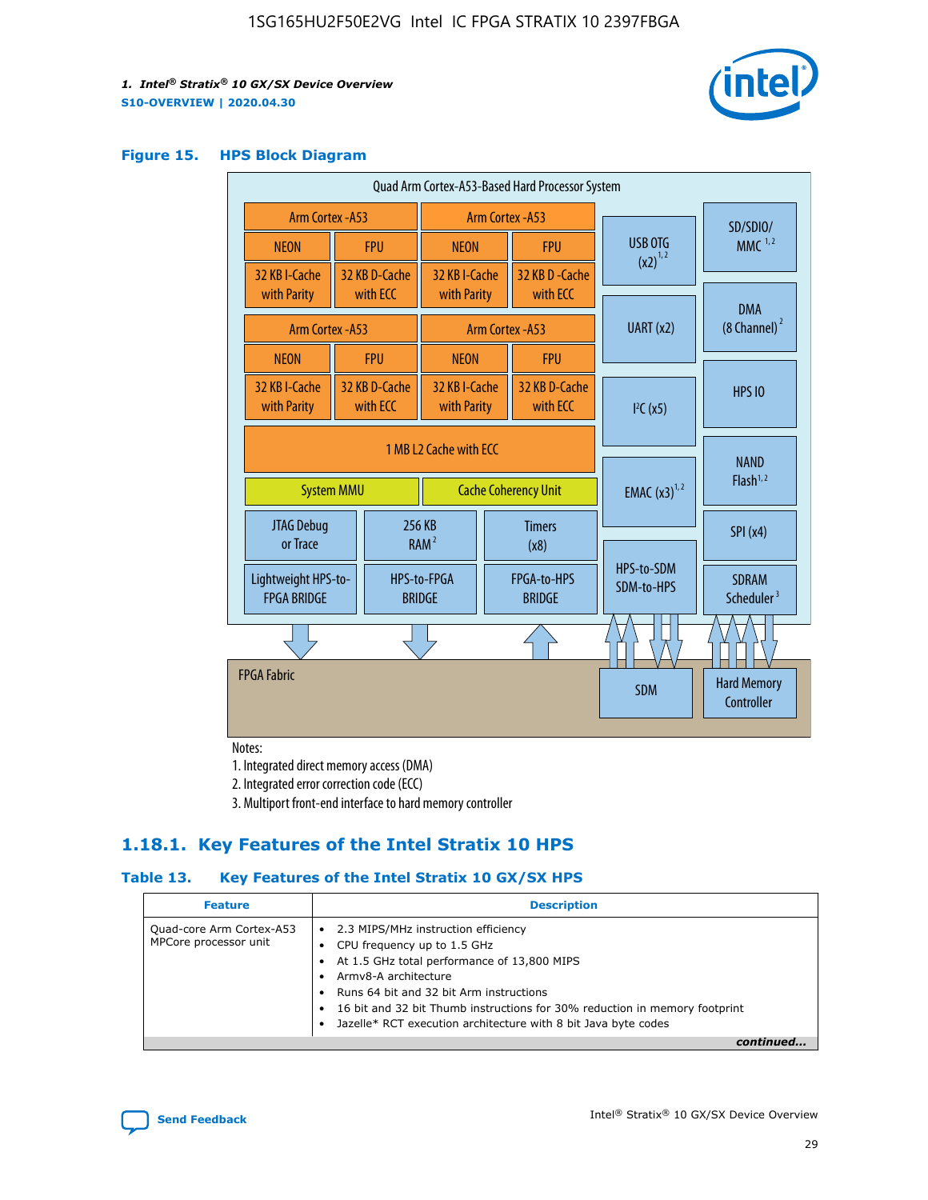### Figure 15. HPS Block Diagram

Quad Arm Cortex-A53-Based Hard Processor System

| Arm Cortex -A53 | | Arm Cortex -A53 | |
|---|---|---|---|
| NEON | FPU | NEON | FPU |
| 32 KB I-Cache with Parity | 32 KB D-Cache with ECC | 32 KB I-Cache with Parity | 32 KB D-Cache with ECC |
| Arm Cortex -A53 | | Arm Cortex -A53 | |
| NEON | FPU | NEON | FPU |
| 32 KB I-Cache with Parity | 32 KB D-Cache with ECC | 32 KB I-Cache with Parity | 32 KB D-Cache with ECC |

1 MB L2 Cache with ECC

System MMU | Cache Coherency Unit

JTAG Debug or Trace | 256 KB RAM[2] | Timers (x8)

Lightweight HPS-to-FPGA BRIDGE | HPS-to-FPGA BRIDGE | FPGA-to-HPS BRIDGE

USB OTG (x2)[1,2] | SD/SDIO/MMC[1,2] | UART (x2) | DMA (8 Channel)[2] | I²C (x5) | HPS IO | EMAC (x3)[1,2] | NAND Flash[1,2] | SPI (x4) | HPS-to-SDM SDM-to-HPS | SDRAM Scheduler[3]

FPGA Fabric | SDM | Hard Memory Controller

Notes:

1. Integrated direct memory access (DMA)
2. Integrated error correction code (ECC)
3. Multiport front-end interface to hard memory controller

## 1.18.1. Key Features of the Intel Stratix 10 HPS

### Table 13. Key Features of the Intel Stratix 10 GX/SX HPS

| Feature | Description |
|---|---|
| Quad-core Arm Cortex-A53 MPCore processor unit | • 2.3 MIPS/MHz instruction efficiency<br>• CPU frequency up to 1.5 GHz<br>• At 1.5 GHz total performance of 13,800 MIPS<br>• Armv8-A architecture<br>• Runs 64 bit and 32 bit Arm instructions<br>• 16 bit and 32 bit Thumb instructions for 30% reduction in memory footprint<br>• Jazelle* RCT execution architecture with 8 bit Java byte codes |

*continued...*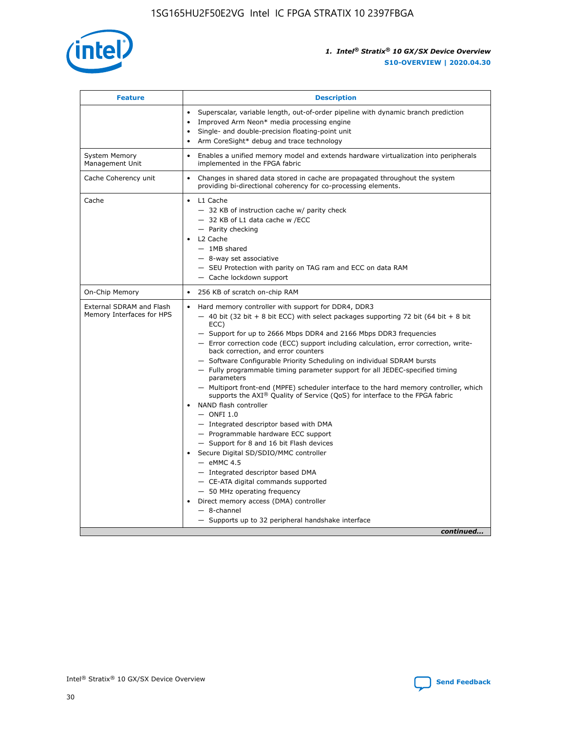| Feature | Description |
| --- | --- |
|  | • Superscalar, variable length, out-of-order pipeline with dynamic branch prediction<br>• Improved Arm Neon* media processing engine<br>• Single- and double-precision floating-point unit<br>• Arm CoreSight* debug and trace technology |
| System Memory Management Unit | • Enables a unified memory model and extends hardware virtualization into peripherals implemented in the FPGA fabric |
| Cache Coherency unit | • Changes in shared data stored in cache are propagated throughout the system providing bi-directional coherency for co-processing elements. |
| Cache | • L1 Cache<br>— 32 KB of instruction cache w/ parity check<br>— 32 KB of L1 data cache w /ECC<br>— Parity checking<br>• L2 Cache<br>— 1MB shared<br>— 8-way set associative<br>— SEU Protection with parity on TAG ram and ECC on data RAM<br>— Cache lockdown support |
| On-Chip Memory | • 256 KB of scratch on-chip RAM |
| External SDRAM and Flash Memory Interfaces for HPS | • Hard memory controller with support for DDR4, DDR3<br>— 40 bit (32 bit + 8 bit ECC) with select packages supporting 72 bit (64 bit + 8 bit ECC)<br>— Support for up to 2666 Mbps DDR4 and 2166 Mbps DDR3 frequencies<br>— Error correction code (ECC) support including calculation, error correction, write-back correction, and error counters<br>— Software Configurable Priority Scheduling on individual SDRAM bursts<br>— Fully programmable timing parameter support for all JEDEC-specified timing parameters<br>— Multiport front-end (MPFE) scheduler interface to the hard memory controller, which supports the AXI® Quality of Service (QoS) for interface to the FPGA fabric<br>• NAND flash controller<br>— ONFI 1.0<br>— Integrated descriptor based with DMA<br>— Programmable hardware ECC support<br>— Support for 8 and 16 bit Flash devices<br>• Secure Digital SD/SDIO/MMC controller<br>— eMMC 4.5<br>— Integrated descriptor based DMA<br>— CE-ATA digital commands supported<br>— 50 MHz operating frequency<br>• Direct memory access (DMA) controller<br>— 8-channel<br>— Supports up to 32 peripheral handshake interface |

*continued...*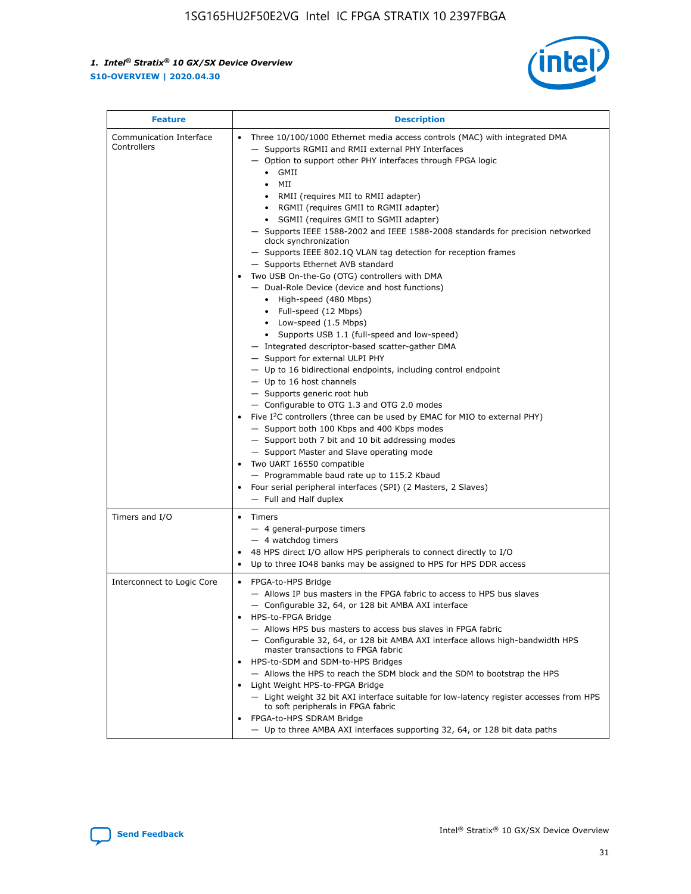| Feature | Description |
| --- | --- |
| Communication Interface Controllers | • Three 10/100/1000 Ethernet media access controls (MAC) with integrated DMA<br>— Supports RGMII and RMII external PHY Interfaces<br>— Option to support other PHY interfaces through FPGA logic<br>• GMII<br>• MII<br>• RMII (requires MII to RMII adapter)<br>• RGMII (requires GMII to RGMII adapter)<br>• SGMII (requires GMII to SGMII adapter)<br>— Supports IEEE 1588-2002 and IEEE 1588-2008 standards for precision networked clock synchronization<br>— Supports IEEE 802.1Q VLAN tag detection for reception frames<br>— Supports Ethernet AVB standard<br>• Two USB On-the-Go (OTG) controllers with DMA<br>— Dual-Role Device (device and host functions)<br>• High-speed (480 Mbps)<br>• Full-speed (12 Mbps)<br>• Low-speed (1.5 Mbps)<br>• Supports USB 1.1 (full-speed and low-speed)<br>— Integrated descriptor-based scatter-gather DMA<br>— Support for external ULPI PHY<br>— Up to 16 bidirectional endpoints, including control endpoint<br>— Up to 16 host channels<br>— Supports generic root hub<br>— Configurable to OTG 1.3 and OTG 2.0 modes<br>• Five I²C controllers (three can be used by EMAC for MIO to external PHY)<br>— Support both 100 Kbps and 400 Kbps modes<br>— Support both 7 bit and 10 bit addressing modes<br>— Support Master and Slave operating mode<br>• Two UART 16550 compatible<br>— Programmable baud rate up to 115.2 Kbaud<br>• Four serial peripheral interfaces (SPI) (2 Masters, 2 Slaves)<br>— Full and Half duplex |
| Timers and I/O | • Timers<br>— 4 general-purpose timers<br>— 4 watchdog timers<br>• 48 HPS direct I/O allow HPS peripherals to connect directly to I/O<br>• Up to three IO48 banks may be assigned to HPS for HPS DDR access |
| Interconnect to Logic Core | • FPGA-to-HPS Bridge<br>— Allows IP bus masters in the FPGA fabric to access to HPS bus slaves<br>— Configurable 32, 64, or 128 bit AMBA AXI interface<br>• HPS-to-FPGA Bridge<br>— Allows HPS bus masters to access bus slaves in FPGA fabric<br>— Configurable 32, 64, or 128 bit AMBA AXI interface allows high-bandwidth HPS master transactions to FPGA fabric<br>• HPS-to-SDM and SDM-to-HPS Bridges<br>— Allows the HPS to reach the SDM block and the SDM to bootstrap the HPS<br>• Light Weight HPS-to-FPGA Bridge<br>— Light weight 32 bit AXI interface suitable for low-latency register accesses from HPS to soft peripherals in FPGA fabric<br>• FPGA-to-HPS SDRAM Bridge<br>— Up to three AMBA AXI interfaces supporting 32, 64, or 128 bit data paths |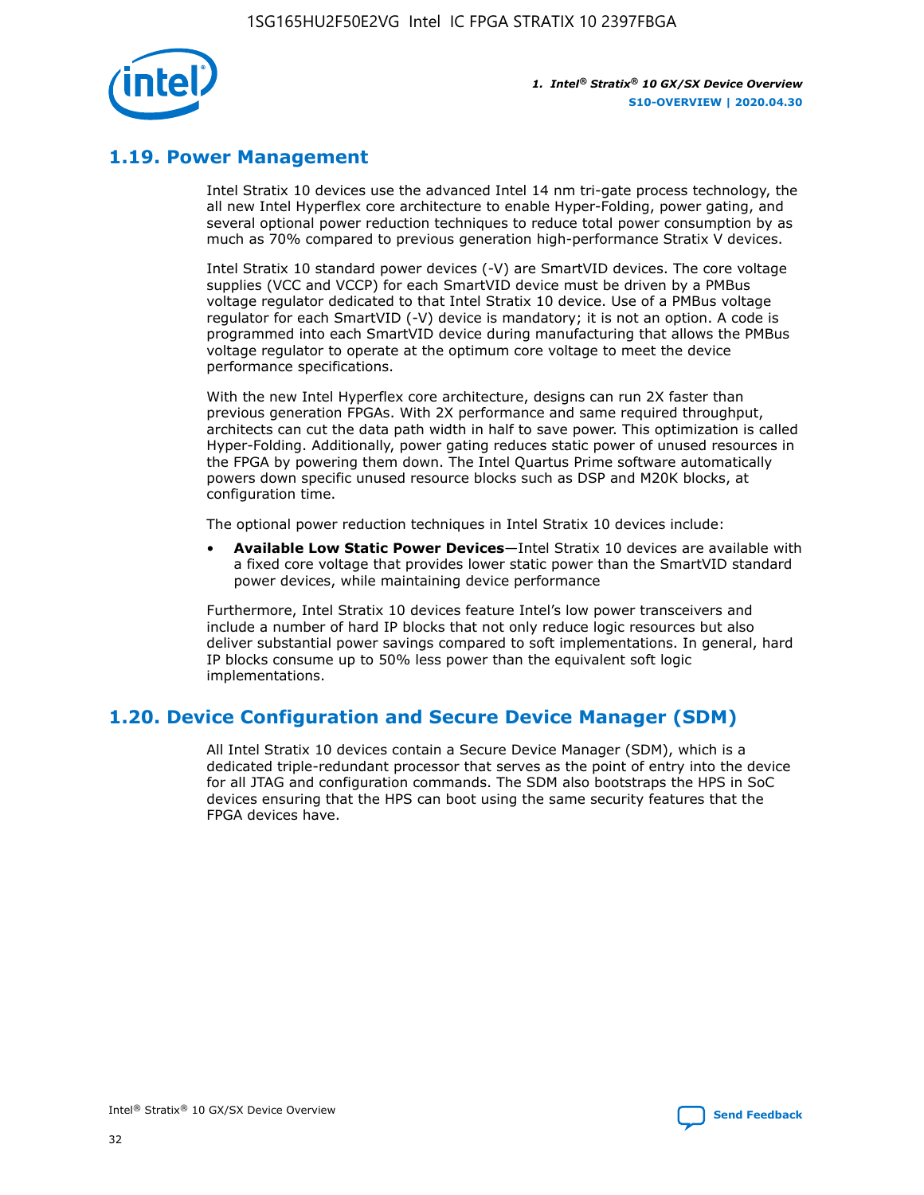## 1.19. Power Management

Intel Stratix 10 devices use the advanced Intel 14 nm tri-gate process technology, the all new Intel Hyperflex core architecture to enable Hyper-Folding, power gating, and several optional power reduction techniques to reduce total power consumption by as much as 70% compared to previous generation high-performance Stratix V devices.

Intel Stratix 10 standard power devices (-V) are SmartVID devices. The core voltage supplies (VCC and VCCP) for each SmartVID device must be driven by a PMBus voltage regulator dedicated to that Intel Stratix 10 device. Use of a PMBus voltage regulator for each SmartVID (-V) device is mandatory; it is not an option. A code is programmed into each SmartVID device during manufacturing that allows the PMBus voltage regulator to operate at the optimum core voltage to meet the device performance specifications.

With the new Intel Hyperflex core architecture, designs can run 2X faster than previous generation FPGAs. With 2X performance and same required throughput, architects can cut the data path width in half to save power. This optimization is called Hyper-Folding. Additionally, power gating reduces static power of unused resources in the FPGA by powering them down. The Intel Quartus Prime software automatically powers down specific unused resource blocks such as DSP and M20K blocks, at configuration time.

The optional power reduction techniques in Intel Stratix 10 devices include:

- **Available Low Static Power Devices**—Intel Stratix 10 devices are available with a fixed core voltage that provides lower static power than the SmartVID standard power devices, while maintaining device performance

Furthermore, Intel Stratix 10 devices feature Intel's low power transceivers and include a number of hard IP blocks that not only reduce logic resources but also deliver substantial power savings compared to soft implementations. In general, hard IP blocks consume up to 50% less power than the equivalent soft logic implementations.

## 1.20. Device Configuration and Secure Device Manager (SDM)

All Intel Stratix 10 devices contain a Secure Device Manager (SDM), which is a dedicated triple-redundant processor that serves as the point of entry into the device for all JTAG and configuration commands. The SDM also bootstraps the HPS in SoC devices ensuring that the HPS can boot using the same security features that the FPGA devices have.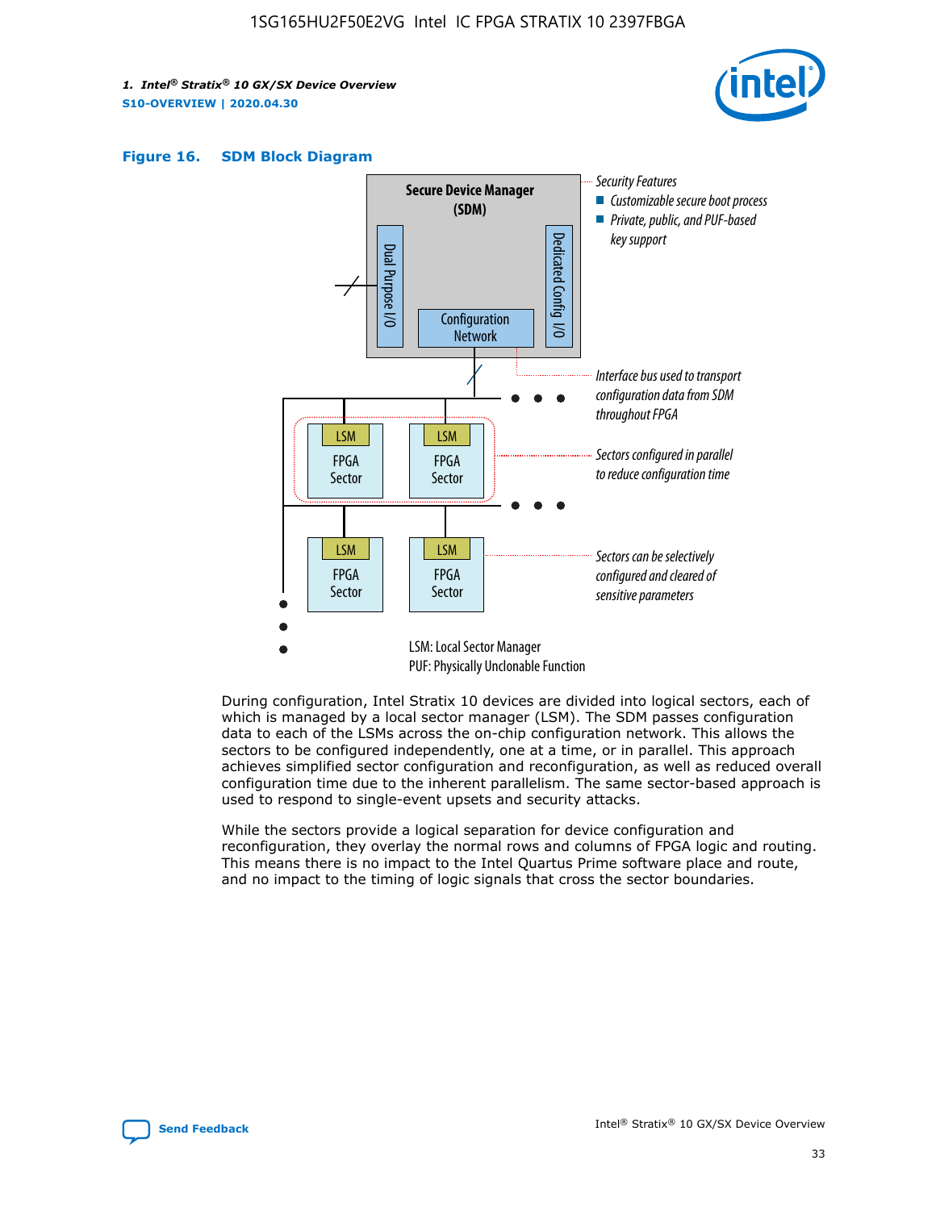**Figure 16. SDM Block Diagram**

Secure Device Manager (SDM)

Dual Purpose I/O

Dedicated Config I/O

Configuration Network

Security Features
- Customizable secure boot process
- Private, public, and PUF-based key support

Interface bus used to transport configuration data from SDM throughout FPGA

Sectors configured in parallel to reduce configuration time

Sectors can be selectively configured and cleared of sensitive parameters

LSM FPGA Sector

LSM: Local Sector Manager

PUF: Physically Unclonable Function

During configuration, Intel Stratix 10 devices are divided into logical sectors, each of which is managed by a local sector manager (LSM). The SDM passes configuration data to each of the LSMs across the on-chip configuration network. This allows the sectors to be configured independently, one at a time, or in parallel. This approach achieves simplified sector configuration and reconfiguration, as well as reduced overall configuration time due to the inherent parallelism. The same sector-based approach is used to respond to single-event upsets and security attacks.

While the sectors provide a logical separation for device configuration and reconfiguration, they overlay the normal rows and columns of FPGA logic and routing. This means there is no impact to the Intel Quartus Prime software place and route, and no impact to the timing of logic signals that cross the sector boundaries.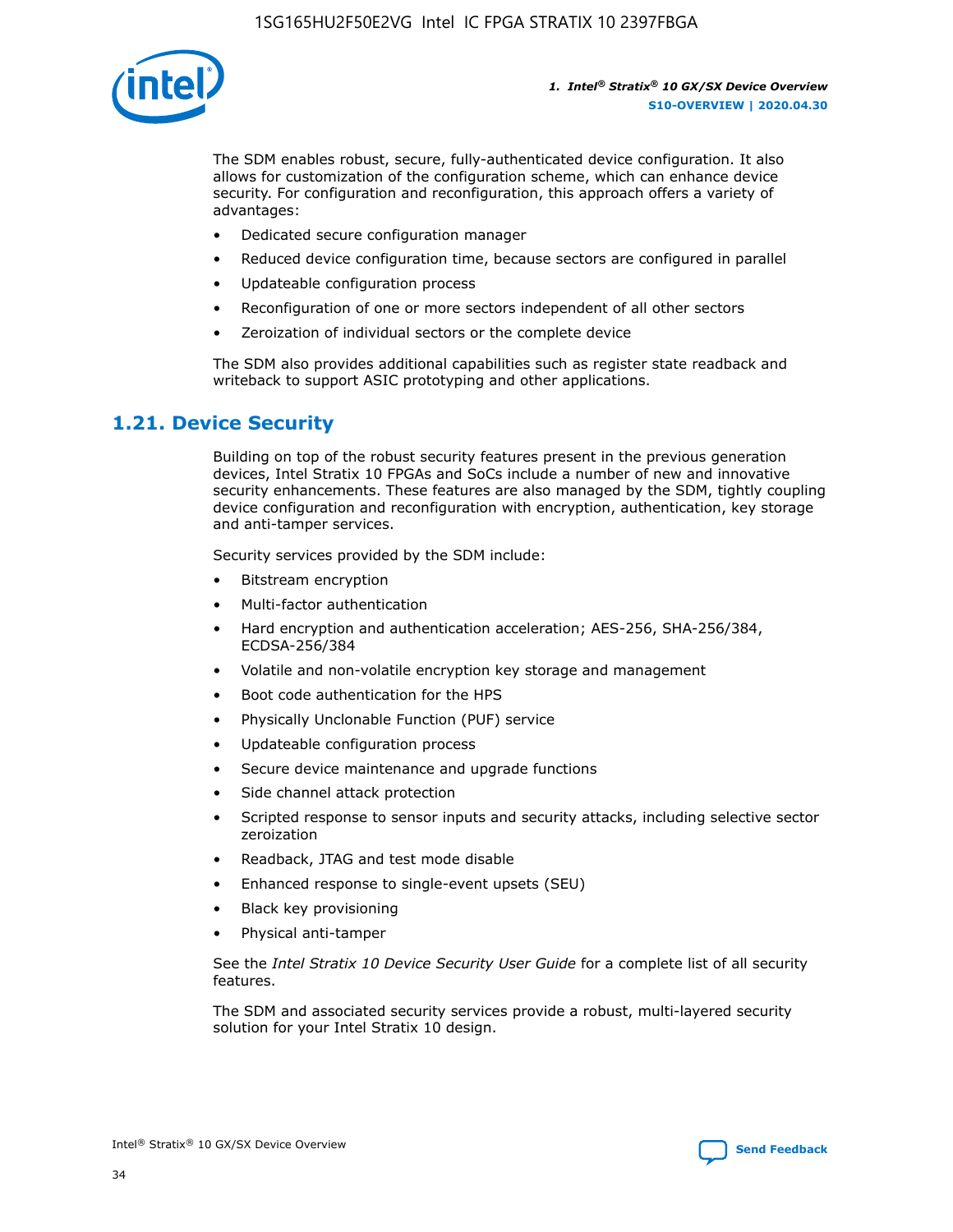The SDM enables robust, secure, fully-authenticated device configuration. It also allows for customization of the configuration scheme, which can enhance device security. For configuration and reconfiguration, this approach offers a variety of advantages:

- Dedicated secure configuration manager
- Reduced device configuration time, because sectors are configured in parallel
- Updateable configuration process
- Reconfiguration of one or more sectors independent of all other sectors
- Zeroization of individual sectors or the complete device

The SDM also provides additional capabilities such as register state readback and writeback to support ASIC prototyping and other applications.

## 1.21. Device Security

Building on top of the robust security features present in the previous generation devices, Intel Stratix 10 FPGAs and SoCs include a number of new and innovative security enhancements. These features are also managed by the SDM, tightly coupling device configuration and reconfiguration with encryption, authentication, key storage and anti-tamper services.

Security services provided by the SDM include:

- Bitstream encryption
- Multi-factor authentication
- Hard encryption and authentication acceleration; AES-256, SHA-256/384, ECDSA-256/384
- Volatile and non-volatile encryption key storage and management
- Boot code authentication for the HPS
- Physically Unclonable Function (PUF) service
- Updateable configuration process
- Secure device maintenance and upgrade functions
- Side channel attack protection
- Scripted response to sensor inputs and security attacks, including selective sector zeroization
- Readback, JTAG and test mode disable
- Enhanced response to single-event upsets (SEU)
- Black key provisioning
- Physical anti-tamper

See the *Intel Stratix 10 Device Security User Guide* for a complete list of all security features.

The SDM and associated security services provide a robust, multi-layered security solution for your Intel Stratix 10 design.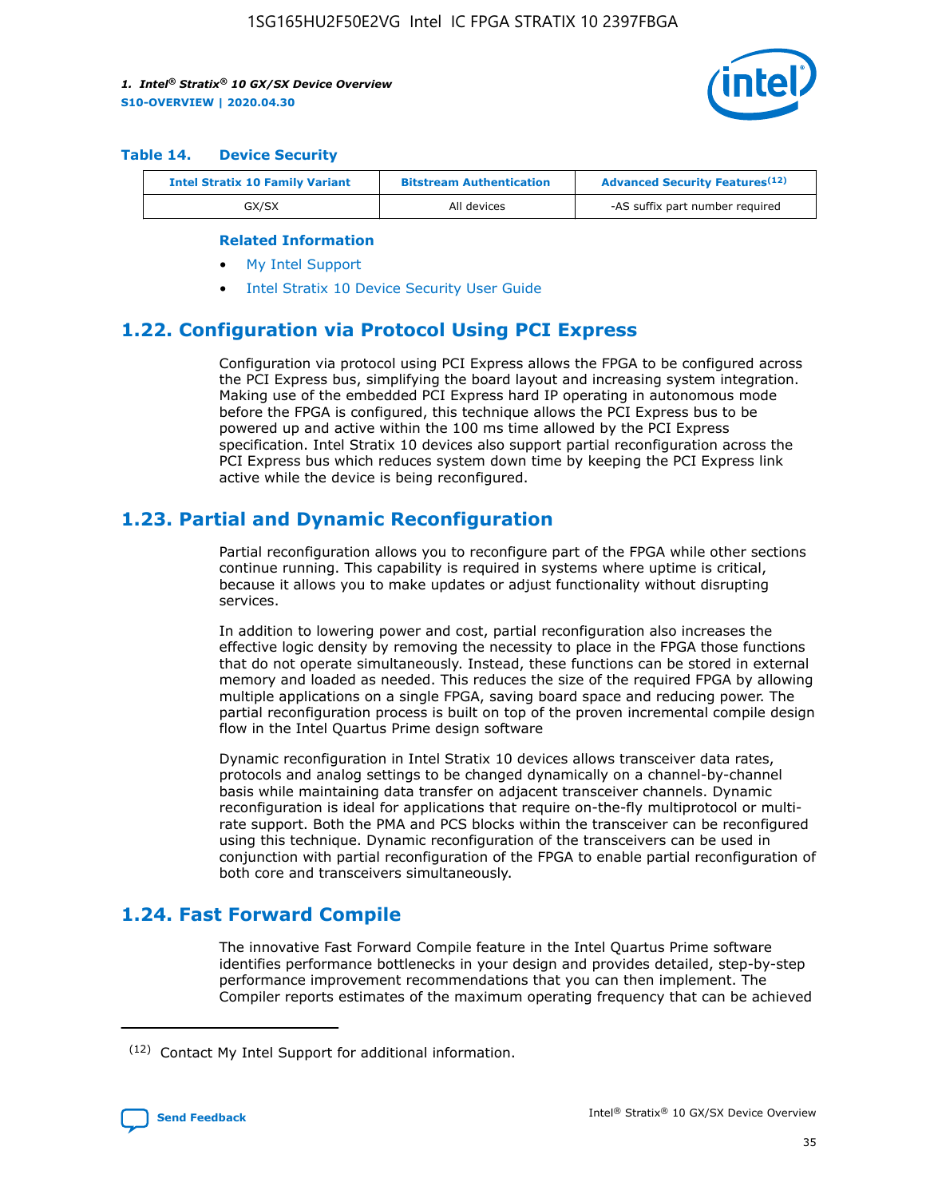**Table 14. Device Security**

| Intel Stratix 10 Family Variant | Bitstream Authentication | Advanced Security Features[12] |
|---|---|---|
| GX/SX | All devices | -AS suffix part number required |

**Related Information**

- My Intel Support
- Intel Stratix 10 Device Security User Guide

## 1.22. Configuration via Protocol Using PCI Express

Configuration via protocol using PCI Express allows the FPGA to be configured across the PCI Express bus, simplifying the board layout and increasing system integration. Making use of the embedded PCI Express hard IP operating in autonomous mode before the FPGA is configured, this technique allows the PCI Express bus to be powered up and active within the 100 ms time allowed by the PCI Express specification. Intel Stratix 10 devices also support partial reconfiguration across the PCI Express bus which reduces system down time by keeping the PCI Express link active while the device is being reconfigured.

## 1.23. Partial and Dynamic Reconfiguration

Partial reconfiguration allows you to reconfigure part of the FPGA while other sections continue running. This capability is required in systems where uptime is critical, because it allows you to make updates or adjust functionality without disrupting services.

In addition to lowering power and cost, partial reconfiguration also increases the effective logic density by removing the necessity to place in the FPGA those functions that do not operate simultaneously. Instead, these functions can be stored in external memory and loaded as needed. This reduces the size of the required FPGA by allowing multiple applications on a single FPGA, saving board space and reducing power. The partial reconfiguration process is built on top of the proven incremental compile design flow in the Intel Quartus Prime design software

Dynamic reconfiguration in Intel Stratix 10 devices allows transceiver data rates, protocols and analog settings to be changed dynamically on a channel-by-channel basis while maintaining data transfer on adjacent transceiver channels. Dynamic reconfiguration is ideal for applications that require on-the-fly multiprotocol or multi-rate support. Both the PMA and PCS blocks within the transceiver can be reconfigured using this technique. Dynamic reconfiguration of the transceivers can be used in conjunction with partial reconfiguration of the FPGA to enable partial reconfiguration of both core and transceivers simultaneously.

## 1.24. Fast Forward Compile

The innovative Fast Forward Compile feature in the Intel Quartus Prime software identifies performance bottlenecks in your design and provides detailed, step-by-step performance improvement recommendations that you can then implement. The Compiler reports estimates of the maximum operating frequency that can be achieved

[12] Contact My Intel Support for additional information.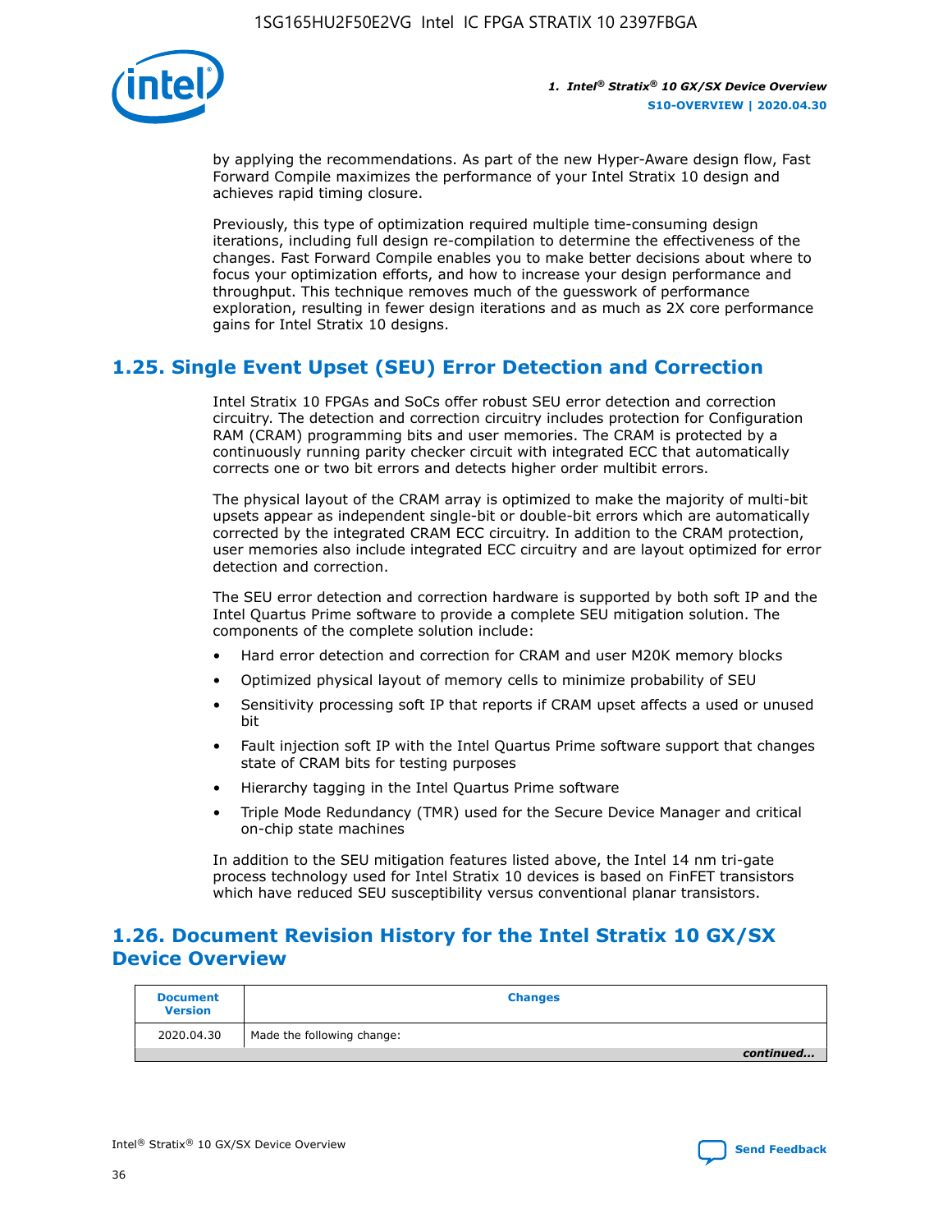by applying the recommendations. As part of the new Hyper-Aware design flow, Fast Forward Compile maximizes the performance of your Intel Stratix 10 design and achieves rapid timing closure.

Previously, this type of optimization required multiple time-consuming design iterations, including full design re-compilation to determine the effectiveness of the changes. Fast Forward Compile enables you to make better decisions about where to focus your optimization efforts, and how to increase your design performance and throughput. This technique removes much of the guesswork of performance exploration, resulting in fewer design iterations and as much as 2X core performance gains for Intel Stratix 10 designs.

## 1.25. Single Event Upset (SEU) Error Detection and Correction

Intel Stratix 10 FPGAs and SoCs offer robust SEU error detection and correction circuitry. The detection and correction circuitry includes protection for Configuration RAM (CRAM) programming bits and user memories. The CRAM is protected by a continuously running parity checker circuit with integrated ECC that automatically corrects one or two bit errors and detects higher order multibit errors.

The physical layout of the CRAM array is optimized to make the majority of multi-bit upsets appear as independent single-bit or double-bit errors which are automatically corrected by the integrated CRAM ECC circuitry. In addition to the CRAM protection, user memories also include integrated ECC circuitry and are layout optimized for error detection and correction.

The SEU error detection and correction hardware is supported by both soft IP and the Intel Quartus Prime software to provide a complete SEU mitigation solution. The components of the complete solution include:

- Hard error detection and correction for CRAM and user M20K memory blocks
- Optimized physical layout of memory cells to minimize probability of SEU
- Sensitivity processing soft IP that reports if CRAM upset affects a used or unused bit
- Fault injection soft IP with the Intel Quartus Prime software support that changes state of CRAM bits for testing purposes
- Hierarchy tagging in the Intel Quartus Prime software
- Triple Mode Redundancy (TMR) used for the Secure Device Manager and critical on-chip state machines

In addition to the SEU mitigation features listed above, the Intel 14 nm tri-gate process technology used for Intel Stratix 10 devices is based on FinFET transistors which have reduced SEU susceptibility versus conventional planar transistors.

## 1.26. Document Revision History for the Intel Stratix 10 GX/SX Device Overview

| Document Version | Changes |
| --- | --- |
| 2020.04.30 | Made the following change: |

*continued...*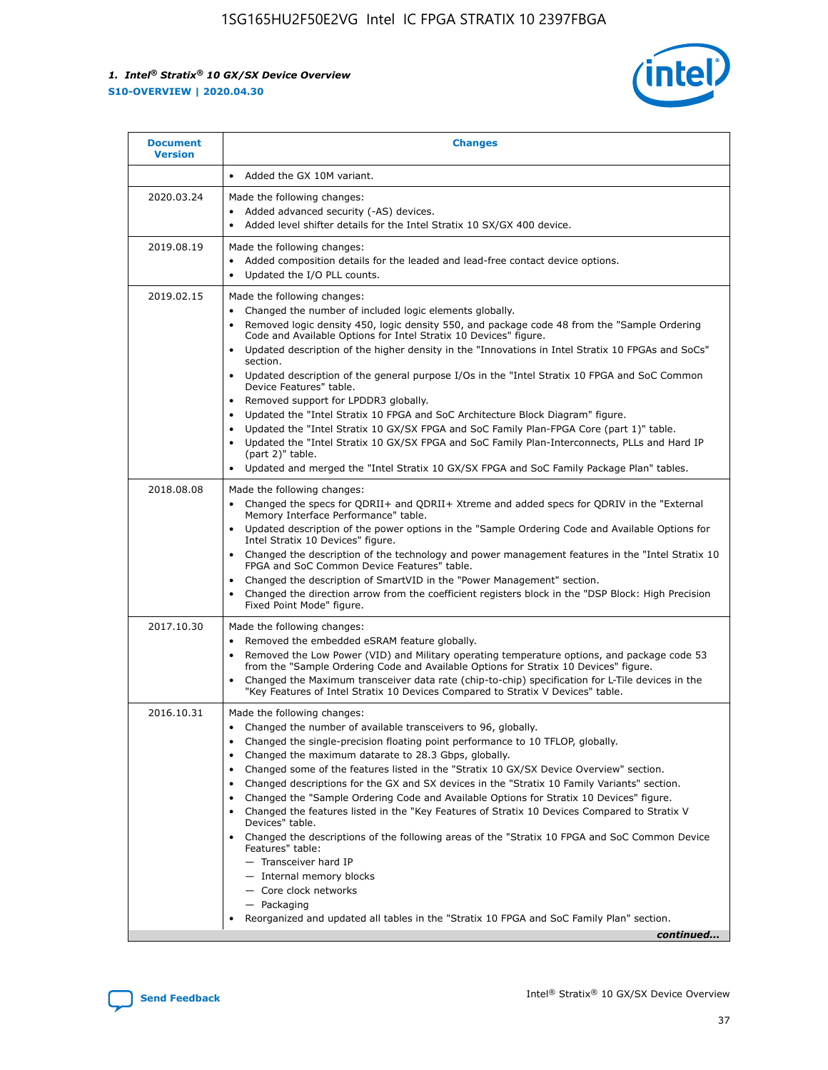| Document Version | Changes |
| --- | --- |
| | • Added the GX 10M variant. |
| 2020.03.24 | Made the following changes:<br>• Added advanced security (-AS) devices.<br>• Added level shifter details for the Intel Stratix 10 SX/GX 400 device. |
| 2019.08.19 | Made the following changes:<br>• Added composition details for the leaded and lead-free contact device options.<br>• Updated the I/O PLL counts. |
| 2019.02.15 | Made the following changes:<br>• Changed the number of included logic elements globally.<br>• Removed logic density 450, logic density 550, and package code 48 from the "Sample Ordering Code and Available Options for Intel Stratix 10 Devices" figure.<br>• Updated description of the higher density in the "Innovations in Intel Stratix 10 FPGAs and SoCs" section.<br>• Updated description of the general purpose I/Os in the "Intel Stratix 10 FPGA and SoC Common Device Features" table.<br>• Removed support for LPDDR3 globally.<br>• Updated the "Intel Stratix 10 FPGA and SoC Architecture Block Diagram" figure.<br>• Updated the "Intel Stratix 10 GX/SX FPGA and SoC Family Plan-FPGA Core (part 1)" table.<br>• Updated the "Intel Stratix 10 GX/SX FPGA and SoC Family Plan-Interconnects, PLLs and Hard IP (part 2)" table.<br>• Updated and merged the "Intel Stratix 10 GX/SX FPGA and SoC Family Package Plan" tables. |
| 2018.08.08 | Made the following changes:<br>• Changed the specs for QDRII+ and QDRII+ Xtreme and added specs for QDRIV in the "External Memory Interface Performance" table.<br>• Updated description of the power options in the "Sample Ordering Code and Available Options for Intel Stratix 10 Devices" figure.<br>• Changed the description of the technology and power management features in the "Intel Stratix 10 FPGA and SoC Common Device Features" table.<br>• Changed the description of SmartVID in the "Power Management" section.<br>• Changed the direction arrow from the coefficient registers block in the "DSP Block: High Precision Fixed Point Mode" figure. |
| 2017.10.30 | Made the following changes:<br>• Removed the embedded eSRAM feature globally.<br>• Removed the Low Power (VID) and Military operating temperature options, and package code 53 from the "Sample Ordering Code and Available Options for Intel Stratix 10 Devices" figure.<br>• Changed the Maximum transceiver data rate (chip-to-chip) specification for L-Tile devices in the "Key Features of Intel Stratix 10 Devices Compared to Stratix V Devices" table. |
| 2016.10.31 | Made the following changes:<br>• Changed the number of available transceivers to 96, globally.<br>• Changed the single-precision floating point performance to 10 TFLOP, globally.<br>• Changed the maximum datarate to 28.3 Gbps, globally.<br>• Changed some of the features listed in the "Stratix 10 GX/SX Device Overview" section.<br>• Changed descriptions for the GX and SX devices in the "Stratix 10 Family Variants" section.<br>• Changed the "Sample Ordering Code and Available Options for Stratix 10 Devices" figure.<br>• Changed the features listed in the "Key Features of Stratix 10 Devices Compared to Stratix V Devices" table.<br>• Changed the descriptions of the following areas of the "Stratix 10 FPGA and SoC Common Device Features" table:<br>— Transceiver hard IP<br>— Internal memory blocks<br>— Core clock networks<br>— Packaging<br>• Reorganized and updated all tables in the "Stratix 10 FPGA and SoC Family Plan" section. |

*continued...*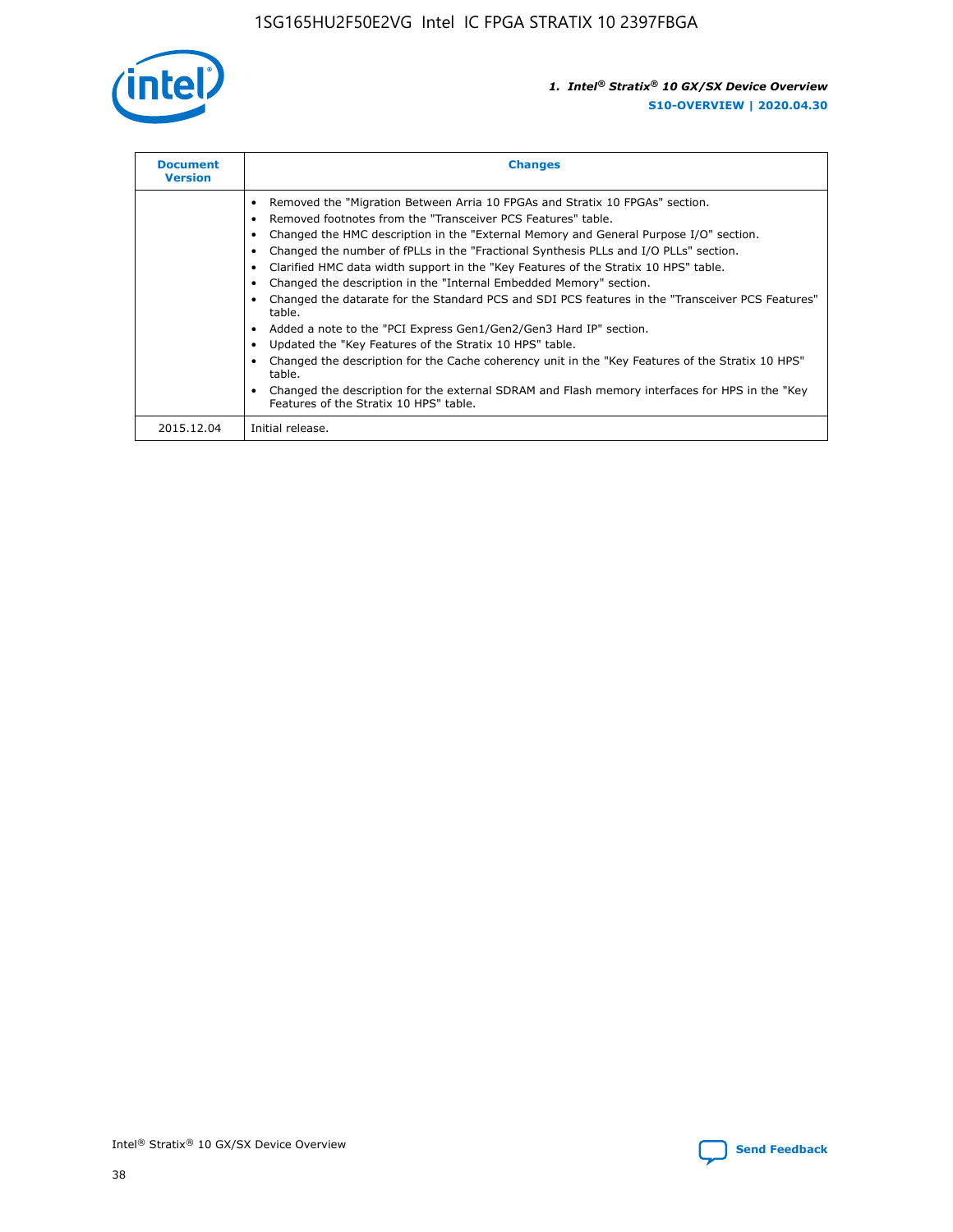| Document Version | Changes |
| --- | --- |
| | • Removed the "Migration Between Arria 10 FPGAs and Stratix 10 FPGAs" section.<br>• Removed footnotes from the "Transceiver PCS Features" table.<br>• Changed the HMC description in the "External Memory and General Purpose I/O" section.<br>• Changed the number of fPLLs in the "Fractional Synthesis PLLs and I/O PLLs" section.<br>• Clarified HMC data width support in the "Key Features of the Stratix 10 HPS" table.<br>• Changed the description in the "Internal Embedded Memory" section.<br>• Changed the datarate for the Standard PCS and SDI PCS features in the "Transceiver PCS Features" table.<br>• Added a note to the "PCI Express Gen1/Gen2/Gen3 Hard IP" section.<br>• Updated the "Key Features of the Stratix 10 HPS" table.<br>• Changed the description for the Cache coherency unit in the "Key Features of the Stratix 10 HPS" table.<br>• Changed the description for the external SDRAM and Flash memory interfaces for HPS in the "Key Features of the Stratix 10 HPS" table. |
| 2015.12.04 | Initial release. |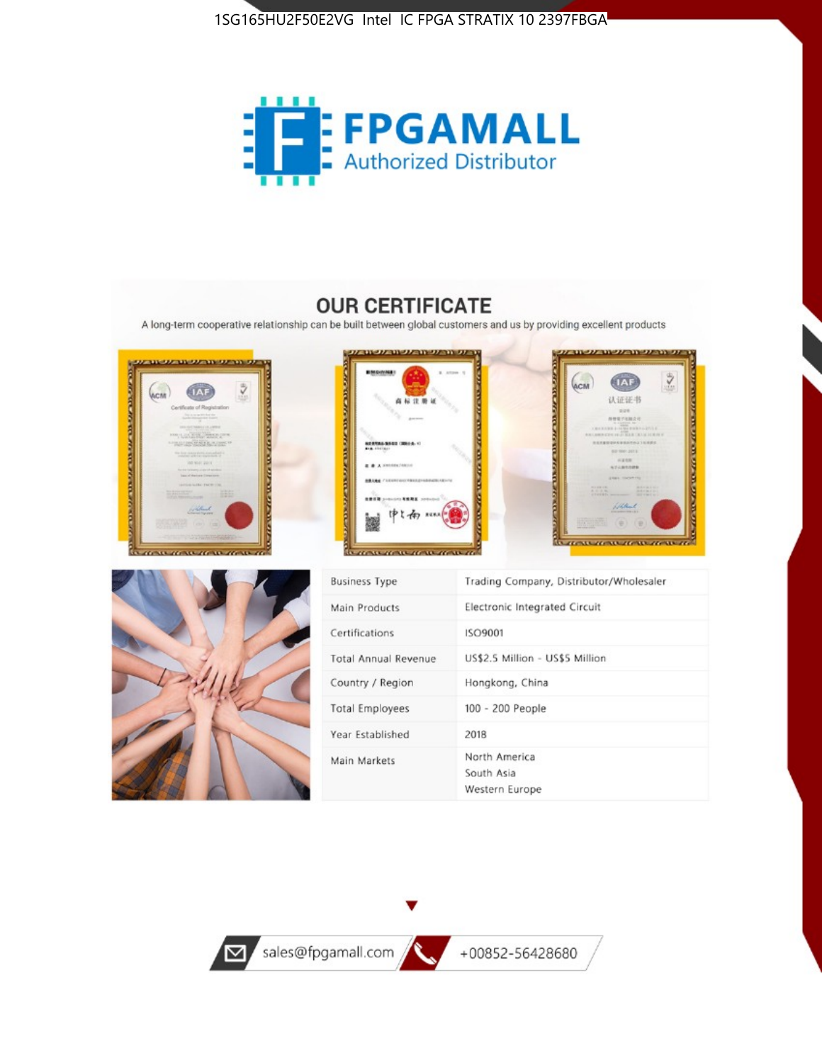FPGAMALL
Authorized Distributor

# OUR CERTIFICATE

A long-term cooperative relationship can be built between global customers and us by providing excellent products

| | |
|---|---|
| Business Type | Trading Company, Distributor/Wholesaler |
| Main Products | Electronic Integrated Circuit |
| Certifications | ISO9001 |
| Total Annual Revenue | US$2.5 Million - US$5 Million |
| Country / Region | Hongkong, China |
| Total Employees | 100 - 200 People |
| Year Established | 2018 |
| Main Markets | North America<br>South Asia<br>Western Europe |

sales@fpgamall.com

+00852-56428680